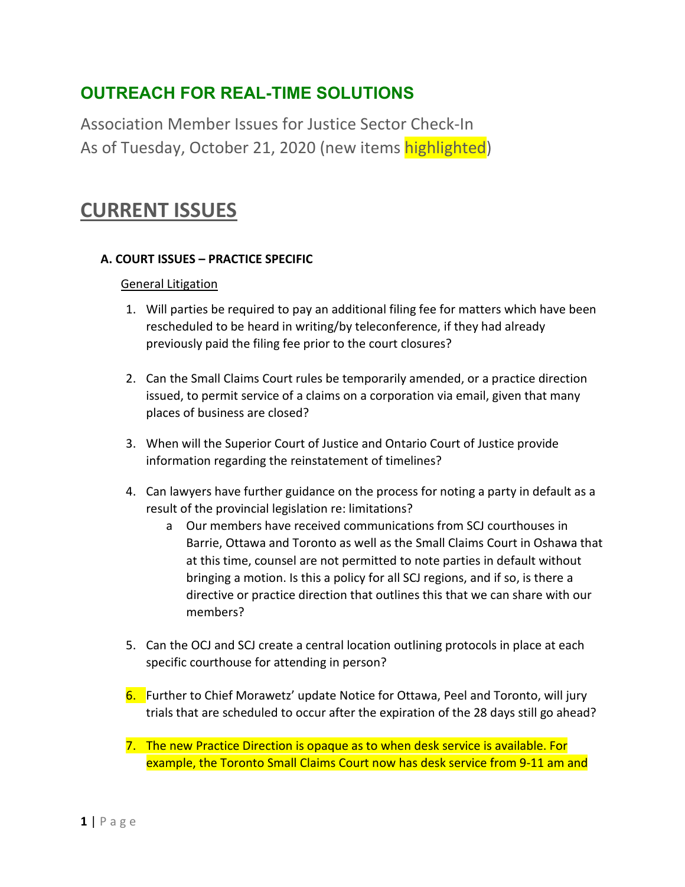## OUTREACH FOR REAL-TIME SOLUTIONS

Association Member Issues for Justice Sector Check-In
As of Tuesday, October 21, 2020 (new items highlighted)

# CURRENT ISSUES

### A. COURT ISSUES – PRACTICE SPECIFIC

General Litigation

1. Will parties be required to pay an additional filing fee for matters which have been rescheduled to be heard in writing/by teleconference, if they had already previously paid the filing fee prior to the court closures?

2. Can the Small Claims Court rules be temporarily amended, or a practice direction issued, to permit service of a claims on a corporation via email, given that many places of business are closed?

3. When will the Superior Court of Justice and Ontario Court of Justice provide information regarding the reinstatement of timelines?

4. Can lawyers have further guidance on the process for noting a party in default as a result of the provincial legislation re: limitations?
   a. Our members have received communications from SCJ courthouses in Barrie, Ottawa and Toronto as well as the Small Claims Court in Oshawa that at this time, counsel are not permitted to note parties in default without bringing a motion. Is this a policy for all SCJ regions, and if so, is there a directive or practice direction that outlines this that we can share with our members?

5. Can the OCJ and SCJ create a central location outlining protocols in place at each specific courthouse for attending in person?

6. Further to Chief Morawetz' update Notice for Ottawa, Peel and Toronto, will jury trials that are scheduled to occur after the expiration of the 28 days still go ahead?

7. The new Practice Direction is opaque as to when desk service is available. For example, the Toronto Small Claims Court now has desk service from 9-11 am and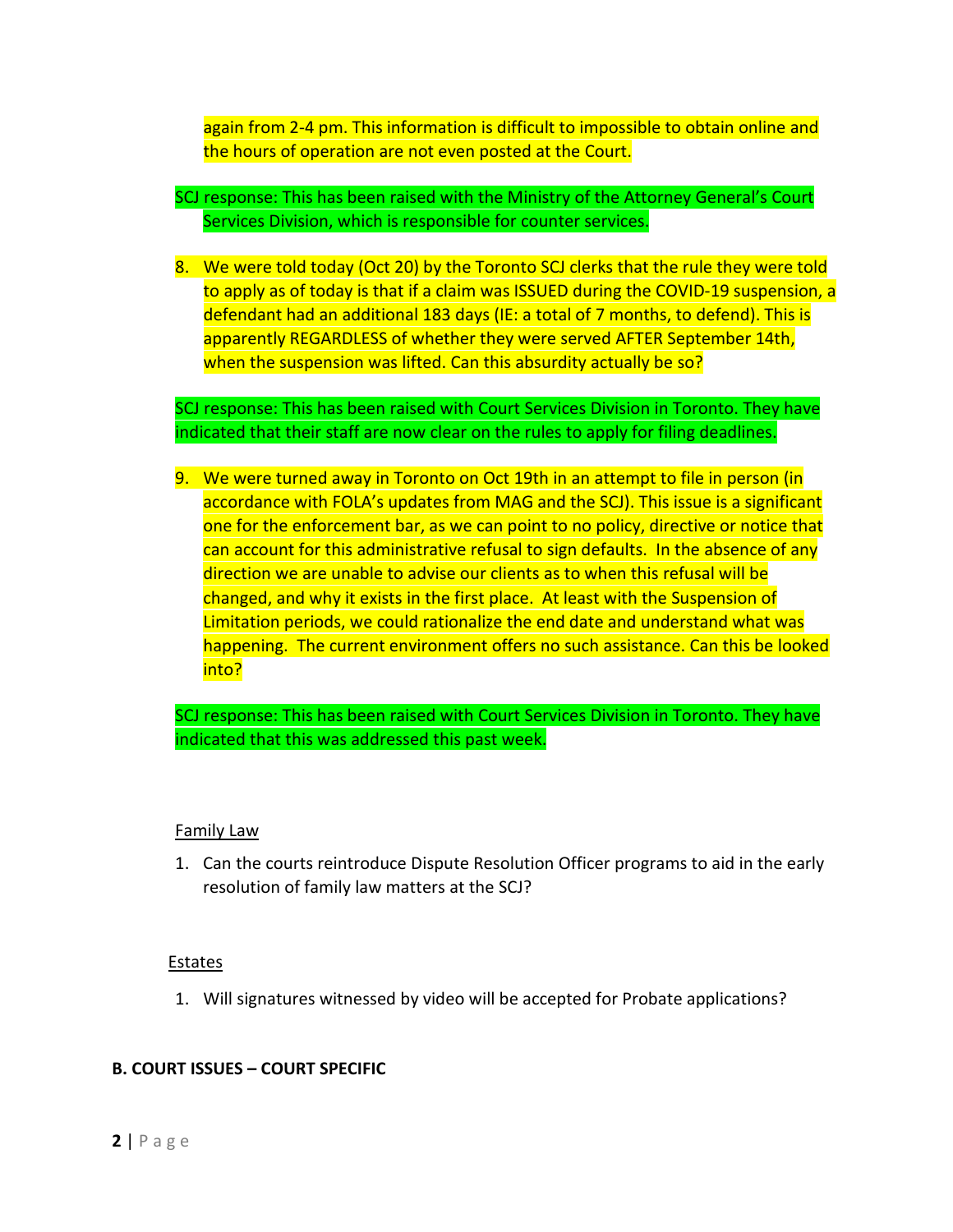again from 2-4 pm. This information is difficult to impossible to obtain online and the hours of operation are not even posted at the Court.

SCJ response: This has been raised with the Ministry of the Attorney General's Court Services Division, which is responsible for counter services.

8. We were told today (Oct 20) by the Toronto SCJ clerks that the rule they were told to apply as of today is that if a claim was ISSUED during the COVID-19 suspension, a defendant had an additional 183 days (IE: a total of 7 months, to defend). This is apparently REGARDLESS of whether they were served AFTER September 14th, when the suspension was lifted. Can this absurdity actually be so?

SCJ response: This has been raised with Court Services Division in Toronto. They have indicated that their staff are now clear on the rules to apply for filing deadlines.

9. We were turned away in Toronto on Oct 19th in an attempt to file in person (in accordance with FOLA's updates from MAG and the SCJ). This issue is a significant one for the enforcement bar, as we can point to no policy, directive or notice that can account for this administrative refusal to sign defaults. In the absence of any direction we are unable to advise our clients as to when this refusal will be changed, and why it exists in the first place. At least with the Suspension of Limitation periods, we could rationalize the end date and understand what was happening. The current environment offers no such assistance. Can this be looked into?

SCJ response: This has been raised with Court Services Division in Toronto. They have indicated that this was addressed this past week.

Family Law

1. Can the courts reintroduce Dispute Resolution Officer programs to aid in the early resolution of family law matters at the SCJ?

Estates

1. Will signatures witnessed by video will be accepted for Probate applications?

## B. COURT ISSUES – COURT SPECIFIC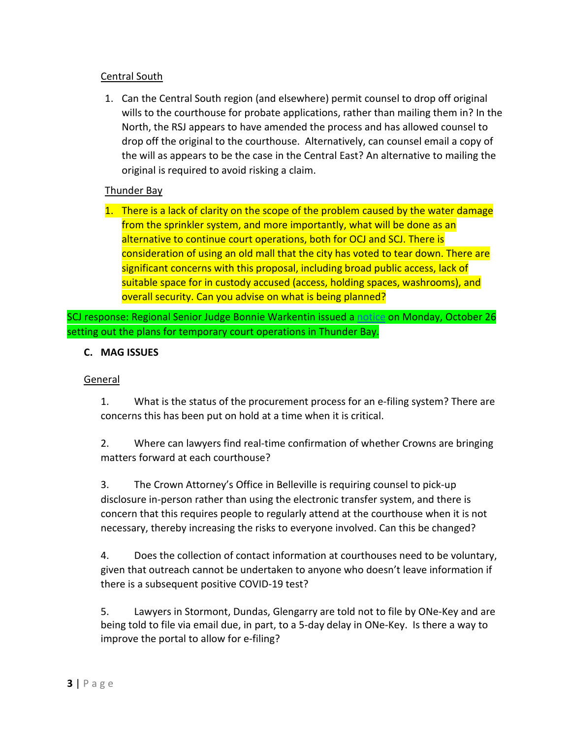Central South

1. Can the Central South region (and elsewhere) permit counsel to drop off original wills to the courthouse for probate applications, rather than mailing them in? In the North, the RSJ appears to have amended the process and has allowed counsel to drop off the original to the courthouse. Alternatively, can counsel email a copy of the will as appears to be the case in the Central East? An alternative to mailing the original is required to avoid risking a claim.

Thunder Bay

1. There is a lack of clarity on the scope of the problem caused by the water damage from the sprinkler system, and more importantly, what will be done as an alternative to continue court operations, both for OCJ and SCJ. There is consideration of using an old mall that the city has voted to tear down. There are significant concerns with this proposal, including broad public access, lack of suitable space for in custody accused (access, holding spaces, washrooms), and overall security. Can you advise on what is being planned?

SCJ response: Regional Senior Judge Bonnie Warkentin issued a notice on Monday, October 26 setting out the plans for temporary court operations in Thunder Bay.

**C. MAG ISSUES**

General

1. What is the status of the procurement process for an e-filing system? There are concerns this has been put on hold at a time when it is critical.

2. Where can lawyers find real-time confirmation of whether Crowns are bringing matters forward at each courthouse?

3. The Crown Attorney's Office in Belleville is requiring counsel to pick-up disclosure in-person rather than using the electronic transfer system, and there is concern that this requires people to regularly attend at the courthouse when it is not necessary, thereby increasing the risks to everyone involved. Can this be changed?

4. Does the collection of contact information at courthouses need to be voluntary, given that outreach cannot be undertaken to anyone who doesn't leave information if there is a subsequent positive COVID-19 test?

5. Lawyers in Stormont, Dundas, Glengarry are told not to file by ONe-Key and are being told to file via email due, in part, to a 5-day delay in ONe-Key. Is there a way to improve the portal to allow for e-filing?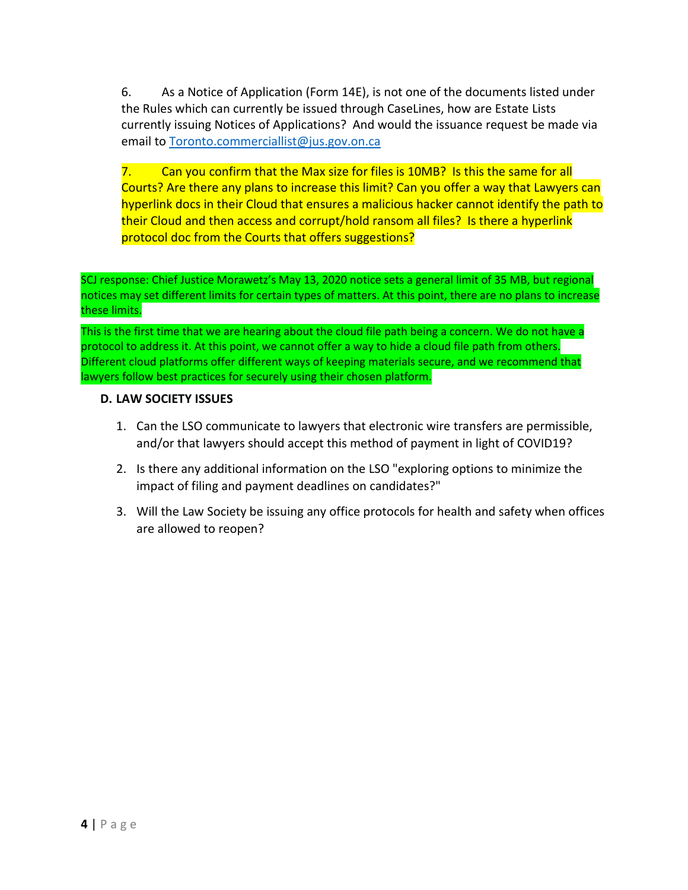6. As a Notice of Application (Form 14E), is not one of the documents listed under the Rules which can currently be issued through CaseLines, how are Estate Lists currently issuing Notices of Applications? And would the issuance request be made via email to Toronto.commerciallist@jus.gov.on.ca

7. Can you confirm that the Max size for files is 10MB? Is this the same for all Courts? Are there any plans to increase this limit? Can you offer a way that Lawyers can hyperlink docs in their Cloud that ensures a malicious hacker cannot identify the path to their Cloud and then access and corrupt/hold ransom all files? Is there a hyperlink protocol doc from the Courts that offers suggestions?

SCJ response: Chief Justice Morawetz's May 13, 2020 notice sets a general limit of 35 MB, but regional notices may set different limits for certain types of matters. At this point, there are no plans to increase these limits.

This is the first time that we are hearing about the cloud file path being a concern. We do not have a protocol to address it. At this point, we cannot offer a way to hide a cloud file path from others. Different cloud platforms offer different ways of keeping materials secure, and we recommend that lawyers follow best practices for securely using their chosen platform.

## D. LAW SOCIETY ISSUES

1. Can the LSO communicate to lawyers that electronic wire transfers are permissible, and/or that lawyers should accept this method of payment in light of COVID19?
2. Is there any additional information on the LSO "exploring options to minimize the impact of filing and payment deadlines on candidates?"
3. Will the Law Society be issuing any office protocols for health and safety when offices are allowed to reopen?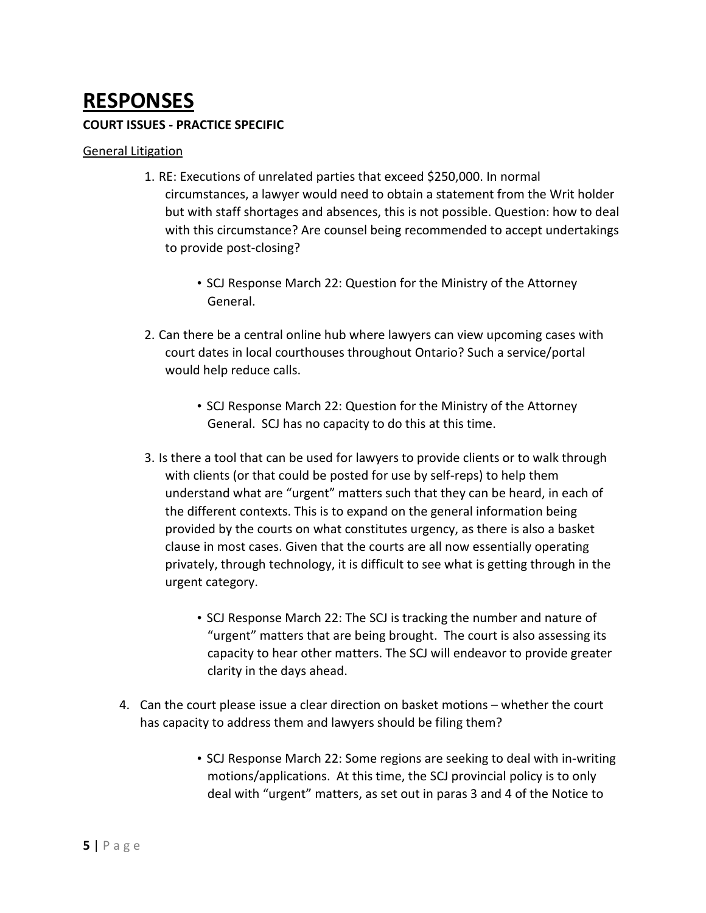# RESPONSES

**COURT ISSUES - PRACTICE SPECIFIC**

General Litigation

1. RE: Executions of unrelated parties that exceed $250,000. In normal circumstances, a lawyer would need to obtain a statement from the Writ holder but with staff shortages and absences, this is not possible. Question: how to deal with this circumstance? Are counsel being recommended to accept undertakings to provide post-closing?

   - SCJ Response March 22: Question for the Ministry of the Attorney General.

2. Can there be a central online hub where lawyers can view upcoming cases with court dates in local courthouses throughout Ontario? Such a service/portal would help reduce calls.

   - SCJ Response March 22: Question for the Ministry of the Attorney General. SCJ has no capacity to do this at this time.

3. Is there a tool that can be used for lawyers to provide clients or to walk through with clients (or that could be posted for use by self-reps) to help them understand what are "urgent" matters such that they can be heard, in each of the different contexts. This is to expand on the general information being provided by the courts on what constitutes urgency, as there is also a basket clause in most cases. Given that the courts are all now essentially operating privately, through technology, it is difficult to see what is getting through in the urgent category.

   - SCJ Response March 22: The SCJ is tracking the number and nature of "urgent" matters that are being brought. The court is also assessing its capacity to hear other matters. The SCJ will endeavor to provide greater clarity in the days ahead.

4. Can the court please issue a clear direction on basket motions – whether the court has capacity to address them and lawyers should be filing them?

   - SCJ Response March 22: Some regions are seeking to deal with in-writing motions/applications. At this time, the SCJ provincial policy is to only deal with "urgent" matters, as set out in paras 3 and 4 of the Notice to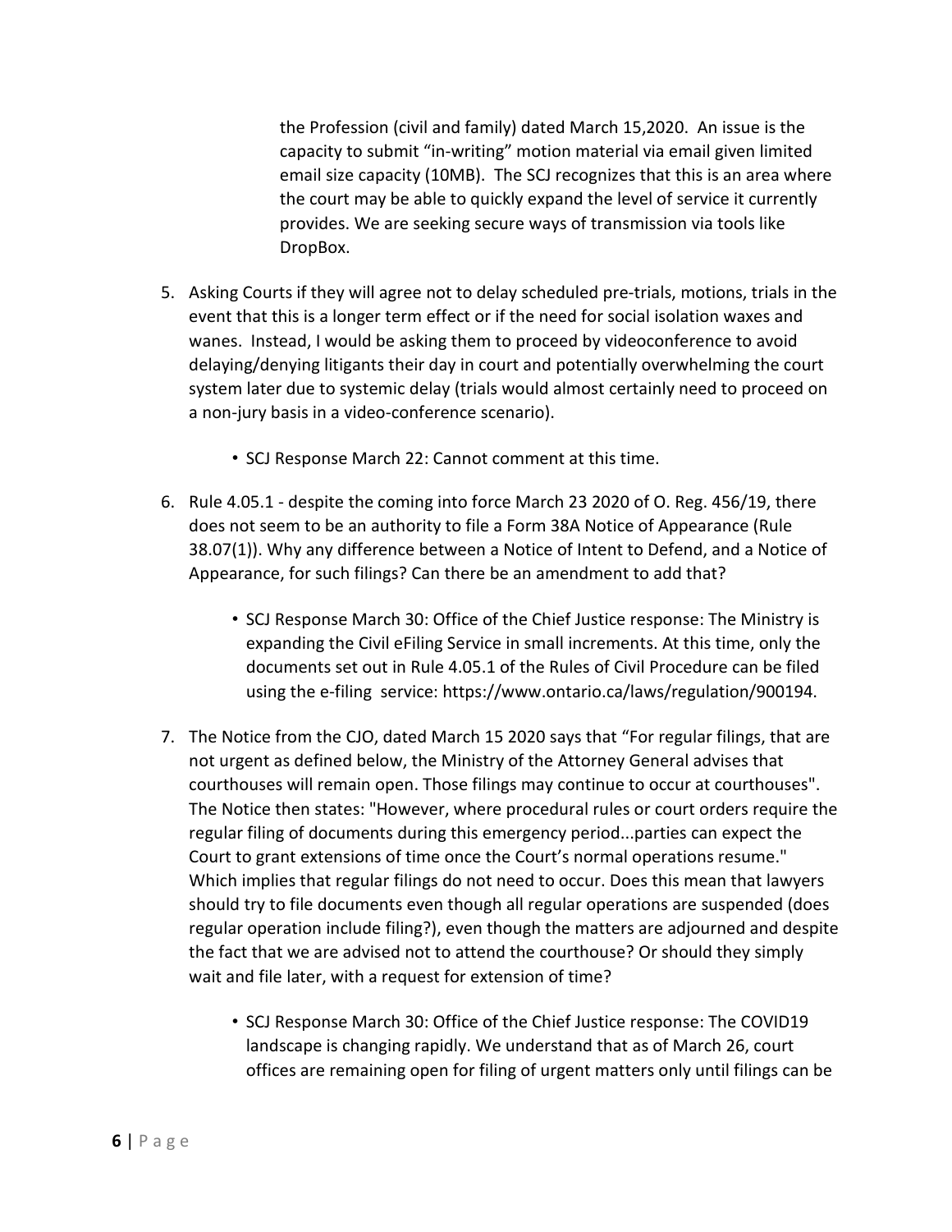the Profession (civil and family) dated March 15,2020. An issue is the capacity to submit "in-writing" motion material via email given limited email size capacity (10MB). The SCJ recognizes that this is an area where the court may be able to quickly expand the level of service it currently provides. We are seeking secure ways of transmission via tools like DropBox.

5. Asking Courts if they will agree not to delay scheduled pre-trials, motions, trials in the event that this is a longer term effect or if the need for social isolation waxes and wanes. Instead, I would be asking them to proceed by videoconference to avoid delaying/denying litigants their day in court and potentially overwhelming the court system later due to systemic delay (trials would almost certainly need to proceed on a non-jury basis in a video-conference scenario).

    - SCJ Response March 22: Cannot comment at this time.

6. Rule 4.05.1 - despite the coming into force March 23 2020 of O. Reg. 456/19, there does not seem to be an authority to file a Form 38A Notice of Appearance (Rule 38.07(1)). Why any difference between a Notice of Intent to Defend, and a Notice of Appearance, for such filings? Can there be an amendment to add that?

    - SCJ Response March 30: Office of the Chief Justice response: The Ministry is expanding the Civil eFiling Service in small increments. At this time, only the documents set out in Rule 4.05.1 of the Rules of Civil Procedure can be filed using the e-filing service: https://www.ontario.ca/laws/regulation/900194.

7. The Notice from the CJO, dated March 15 2020 says that "For regular filings, that are not urgent as defined below, the Ministry of the Attorney General advises that courthouses will remain open. Those filings may continue to occur at courthouses". The Notice then states: "However, where procedural rules or court orders require the regular filing of documents during this emergency period...parties can expect the Court to grant extensions of time once the Court's normal operations resume." Which implies that regular filings do not need to occur. Does this mean that lawyers should try to file documents even though all regular operations are suspended (does regular operation include filing?), even though the matters are adjourned and despite the fact that we are advised not to attend the courthouse? Or should they simply wait and file later, with a request for extension of time?

    - SCJ Response March 30: Office of the Chief Justice response: The COVID19 landscape is changing rapidly. We understand that as of March 26, court offices are remaining open for filing of urgent matters only until filings can be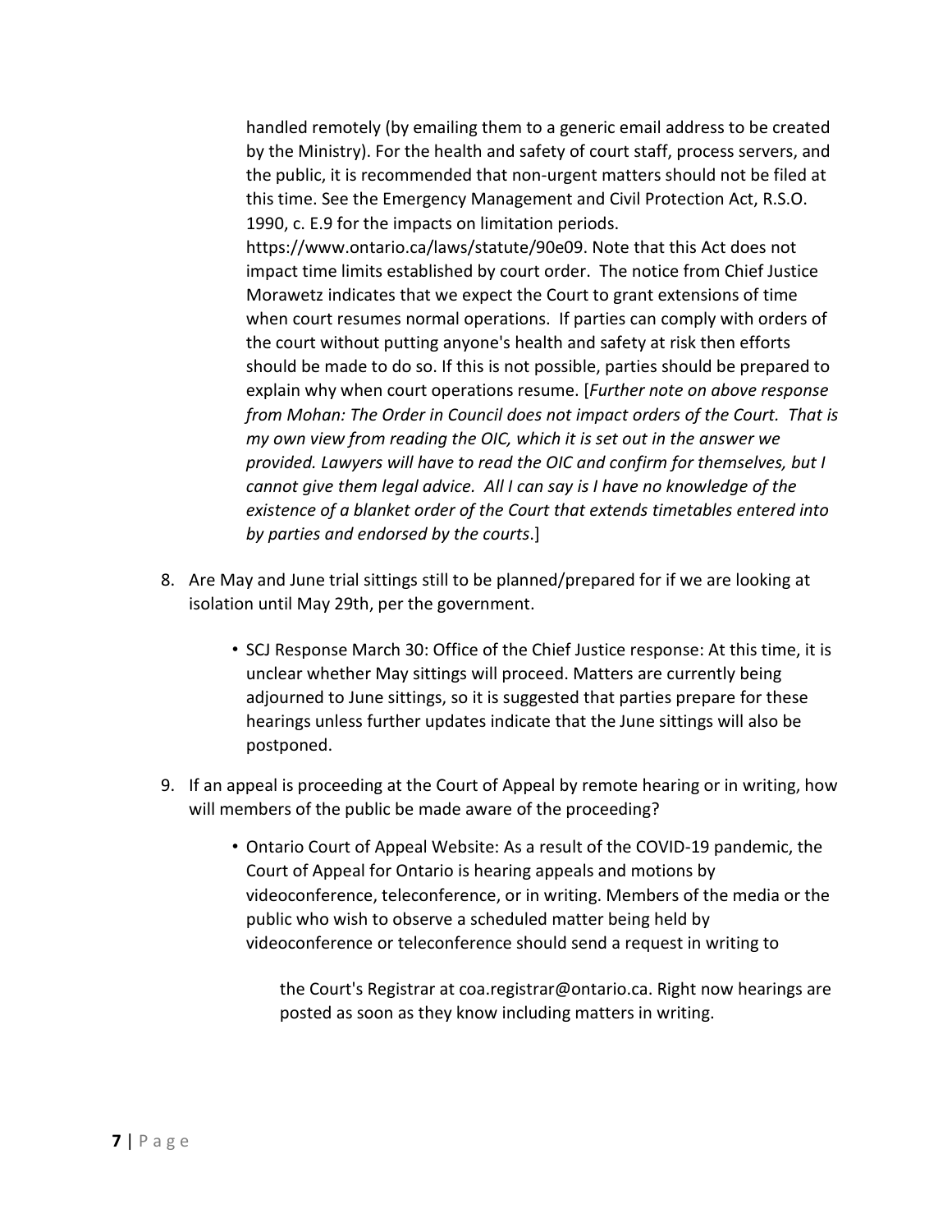handled remotely (by emailing them to a generic email address to be created by the Ministry). For the health and safety of court staff, process servers, and the public, it is recommended that non-urgent matters should not be filed at this time. See the Emergency Management and Civil Protection Act, R.S.O. 1990, c. E.9 for the impacts on limitation periods. https://www.ontario.ca/laws/statute/90e09. Note that this Act does not impact time limits established by court order. The notice from Chief Justice Morawetz indicates that we expect the Court to grant extensions of time when court resumes normal operations. If parties can comply with orders of the court without putting anyone's health and safety at risk then efforts should be made to do so. If this is not possible, parties should be prepared to explain why when court operations resume. [*Further note on above response from Mohan: The Order in Council does not impact orders of the Court. That is my own view from reading the OIC, which it is set out in the answer we provided. Lawyers will have to read the OIC and confirm for themselves, but I cannot give them legal advice. All I can say is I have no knowledge of the existence of a blanket order of the Court that extends timetables entered into by parties and endorsed by the courts*.]

8. Are May and June trial sittings still to be planned/prepared for if we are looking at isolation until May 29th, per the government.

    - SCJ Response March 30: Office of the Chief Justice response: At this time, it is unclear whether May sittings will proceed. Matters are currently being adjourned to June sittings, so it is suggested that parties prepare for these hearings unless further updates indicate that the June sittings will also be postponed.

9. If an appeal is proceeding at the Court of Appeal by remote hearing or in writing, how will members of the public be made aware of the proceeding?

    - Ontario Court of Appeal Website: As a result of the COVID-19 pandemic, the Court of Appeal for Ontario is hearing appeals and motions by videoconference, teleconference, or in writing. Members of the media or the public who wish to observe a scheduled matter being held by videoconference or teleconference should send a request in writing to

      the Court's Registrar at coa.registrar@ontario.ca. Right now hearings are posted as soon as they know including matters in writing.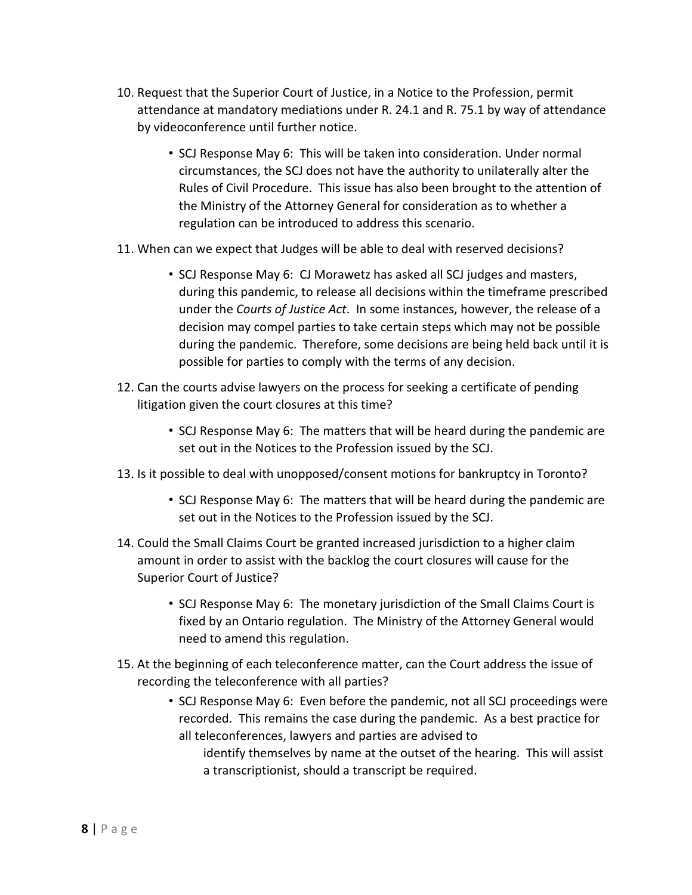10. Request that the Superior Court of Justice, in a Notice to the Profession, permit attendance at mandatory mediations under R. 24.1 and R. 75.1 by way of attendance by videoconference until further notice.

    - SCJ Response May 6: This will be taken into consideration. Under normal circumstances, the SCJ does not have the authority to unilaterally alter the Rules of Civil Procedure. This issue has also been brought to the attention of the Ministry of the Attorney General for consideration as to whether a regulation can be introduced to address this scenario.

11. When can we expect that Judges will be able to deal with reserved decisions?

    - SCJ Response May 6: CJ Morawetz has asked all SCJ judges and masters, during this pandemic, to release all decisions within the timeframe prescribed under the *Courts of Justice Act*. In some instances, however, the release of a decision may compel parties to take certain steps which may not be possible during the pandemic. Therefore, some decisions are being held back until it is possible for parties to comply with the terms of any decision.

12. Can the courts advise lawyers on the process for seeking a certificate of pending litigation given the court closures at this time?

    - SCJ Response May 6: The matters that will be heard during the pandemic are set out in the Notices to the Profession issued by the SCJ.

13. Is it possible to deal with unopposed/consent motions for bankruptcy in Toronto?

    - SCJ Response May 6: The matters that will be heard during the pandemic are set out in the Notices to the Profession issued by the SCJ.

14. Could the Small Claims Court be granted increased jurisdiction to a higher claim amount in order to assist with the backlog the court closures will cause for the Superior Court of Justice?

    - SCJ Response May 6: The monetary jurisdiction of the Small Claims Court is fixed by an Ontario regulation. The Ministry of the Attorney General would need to amend this regulation.

15. At the beginning of each teleconference matter, can the Court address the issue of recording the teleconference with all parties?

    - SCJ Response May 6: Even before the pandemic, not all SCJ proceedings were recorded. This remains the case during the pandemic. As a best practice for all teleconferences, lawyers and parties are advised to identify themselves by name at the outset of the hearing. This will assist a transcriptionist, should a transcript be required.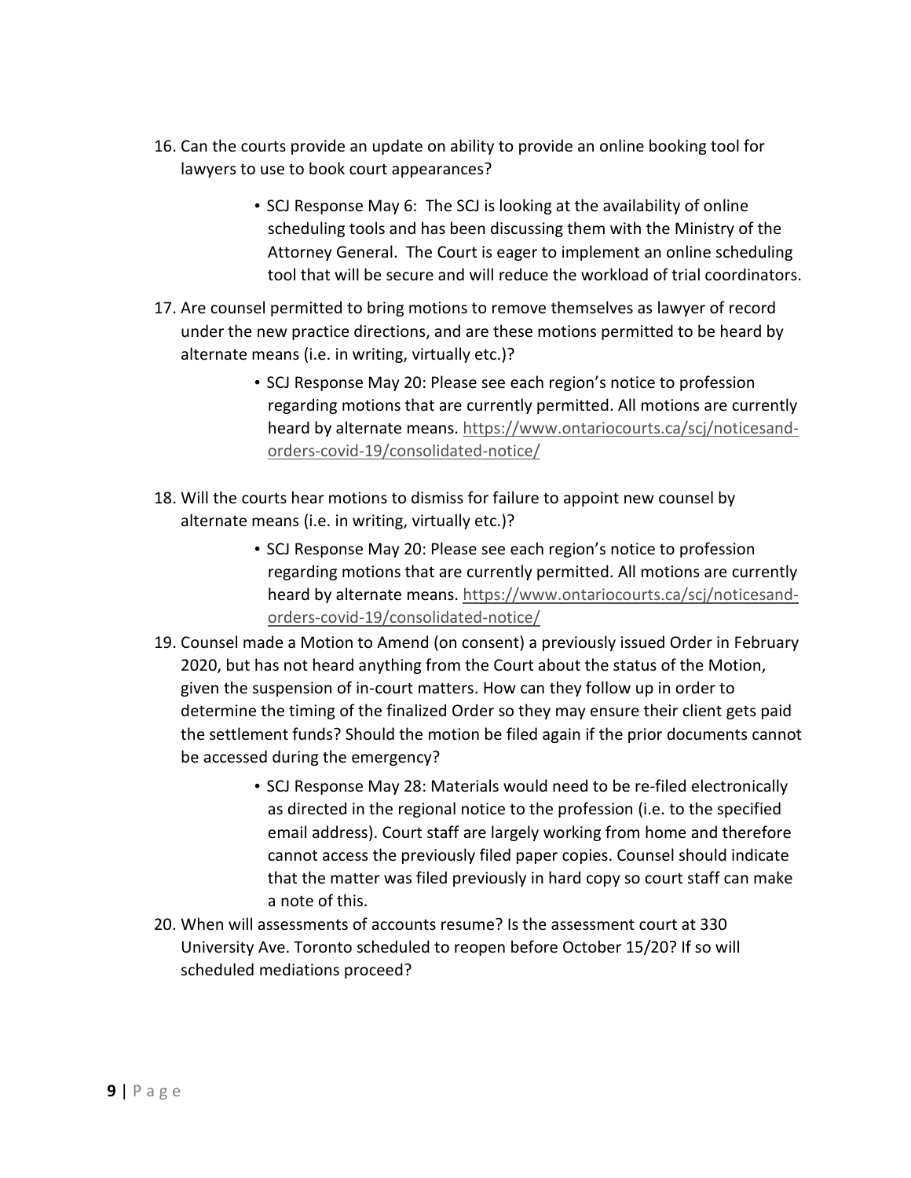16. Can the courts provide an update on ability to provide an online booking tool for lawyers to use to book court appearances?

    - SCJ Response May 6: The SCJ is looking at the availability of online scheduling tools and has been discussing them with the Ministry of the Attorney General. The Court is eager to implement an online scheduling tool that will be secure and will reduce the workload of trial coordinators.

17. Are counsel permitted to bring motions to remove themselves as lawyer of record under the new practice directions, and are these motions permitted to be heard by alternate means (i.e. in writing, virtually etc.)?

    - SCJ Response May 20: Please see each region's notice to profession regarding motions that are currently permitted. All motions are currently heard by alternate means. https://www.ontariocourts.ca/scj/noticesand-orders-covid-19/consolidated-notice/

18. Will the courts hear motions to dismiss for failure to appoint new counsel by alternate means (i.e. in writing, virtually etc.)?

    - SCJ Response May 20: Please see each region's notice to profession regarding motions that are currently permitted. All motions are currently heard by alternate means. https://www.ontariocourts.ca/scj/noticesand-orders-covid-19/consolidated-notice/

19. Counsel made a Motion to Amend (on consent) a previously issued Order in February 2020, but has not heard anything from the Court about the status of the Motion, given the suspension of in-court matters. How can they follow up in order to determine the timing of the finalized Order so they may ensure their client gets paid the settlement funds? Should the motion be filed again if the prior documents cannot be accessed during the emergency?

    - SCJ Response May 28: Materials would need to be re-filed electronically as directed in the regional notice to the profession (i.e. to the specified email address). Court staff are largely working from home and therefore cannot access the previously filed paper copies. Counsel should indicate that the matter was filed previously in hard copy so court staff can make a note of this.

20. When will assessments of accounts resume? Is the assessment court at 330 University Ave. Toronto scheduled to reopen before October 15/20? If so will scheduled mediations proceed?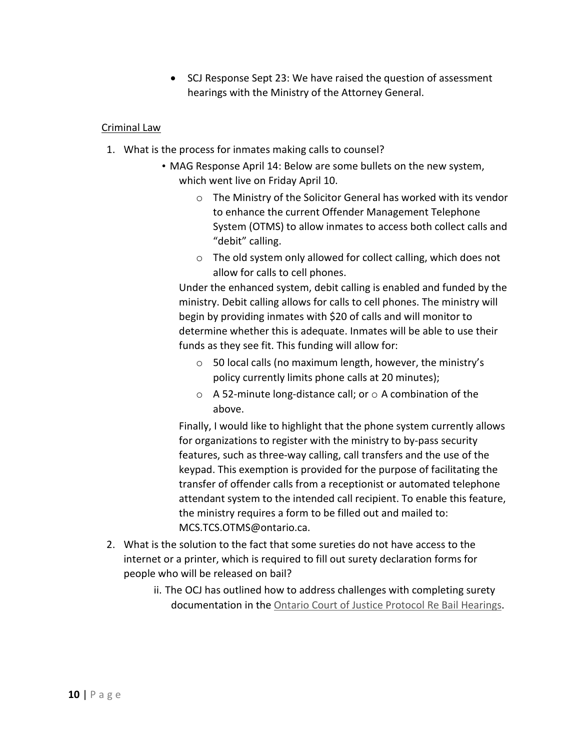- SCJ Response Sept 23: We have raised the question of assessment hearings with the Ministry of the Attorney General.

Criminal Law

1. What is the process for inmates making calls to counsel?
   - MAG Response April 14: Below are some bullets on the new system, which went live on Friday April 10.
     - The Ministry of the Solicitor General has worked with its vendor to enhance the current Offender Management Telephone System (OTMS) to allow inmates to access both collect calls and "debit" calling.
     - The old system only allowed for collect calling, which does not allow for calls to cell phones.

     Under the enhanced system, debit calling is enabled and funded by the ministry. Debit calling allows for calls to cell phones. The ministry will begin by providing inmates with $20 of calls and will monitor to determine whether this is adequate. Inmates will be able to use their funds as they see fit. This funding will allow for:

     - 50 local calls (no maximum length, however, the ministry's policy currently limits phone calls at 20 minutes);
     - A 52-minute long-distance call; or
     - A combination of the above.

     Finally, I would like to highlight that the phone system currently allows for organizations to register with the ministry to by-pass security features, such as three-way calling, call transfers and the use of the keypad. This exemption is provided for the purpose of facilitating the transfer of offender calls from a receptionist or automated telephone attendant system to the intended call recipient. To enable this feature, the ministry requires a form to be filled out and mailed to: MCS.TCS.OTMS@ontario.ca.
2. What is the solution to the fact that some sureties do not have access to the internet or a printer, which is required to fill out surety declaration forms for people who will be released on bail?

   ii. The OCJ has outlined how to address challenges with completing surety documentation in the Ontario Court of Justice Protocol Re Bail Hearings.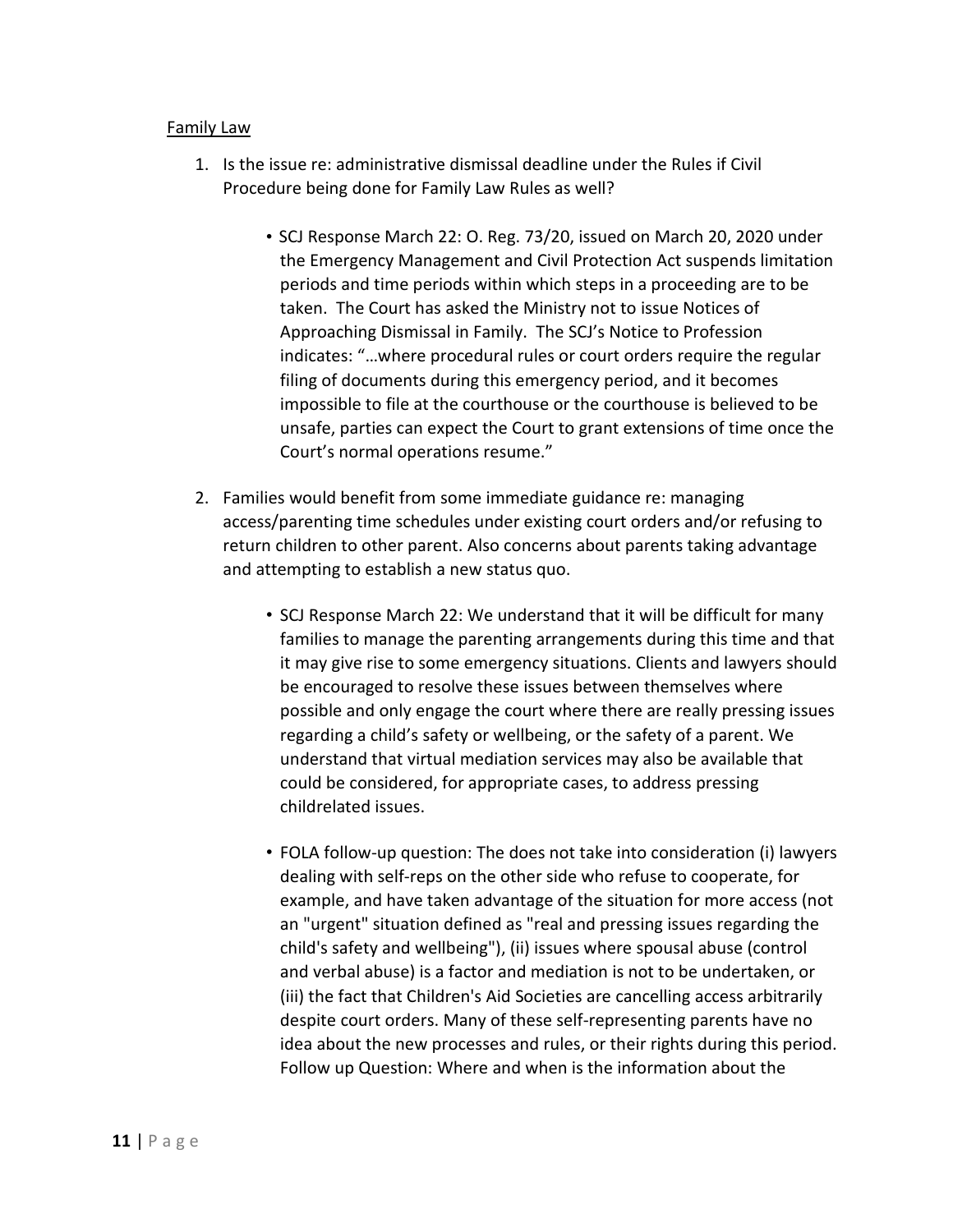Family Law

1. Is the issue re: administrative dismissal deadline under the Rules if Civil Procedure being done for Family Law Rules as well?

    - SCJ Response March 22: O. Reg. 73/20, issued on March 20, 2020 under the Emergency Management and Civil Protection Act suspends limitation periods and time periods within which steps in a proceeding are to be taken. The Court has asked the Ministry not to issue Notices of Approaching Dismissal in Family. The SCJ's Notice to Profession indicates: "…where procedural rules or court orders require the regular filing of documents during this emergency period, and it becomes impossible to file at the courthouse or the courthouse is believed to be unsafe, parties can expect the Court to grant extensions of time once the Court's normal operations resume."

2. Families would benefit from some immediate guidance re: managing access/parenting time schedules under existing court orders and/or refusing to return children to other parent. Also concerns about parents taking advantage and attempting to establish a new status quo.

    - SCJ Response March 22: We understand that it will be difficult for many families to manage the parenting arrangements during this time and that it may give rise to some emergency situations. Clients and lawyers should be encouraged to resolve these issues between themselves where possible and only engage the court where there are really pressing issues regarding a child's safety or wellbeing, or the safety of a parent. We understand that virtual mediation services may also be available that could be considered, for appropriate cases, to address pressing childrelated issues.

    - FOLA follow-up question: The does not take into consideration (i) lawyers dealing with self-reps on the other side who refuse to cooperate, for example, and have taken advantage of the situation for more access (not an "urgent" situation defined as "real and pressing issues regarding the child's safety and wellbeing"), (ii) issues where spousal abuse (control and verbal abuse) is a factor and mediation is not to be undertaken, or (iii) the fact that Children's Aid Societies are cancelling access arbitrarily despite court orders. Many of these self-representing parents have no idea about the new processes and rules, or their rights during this period. Follow up Question: Where and when is the information about the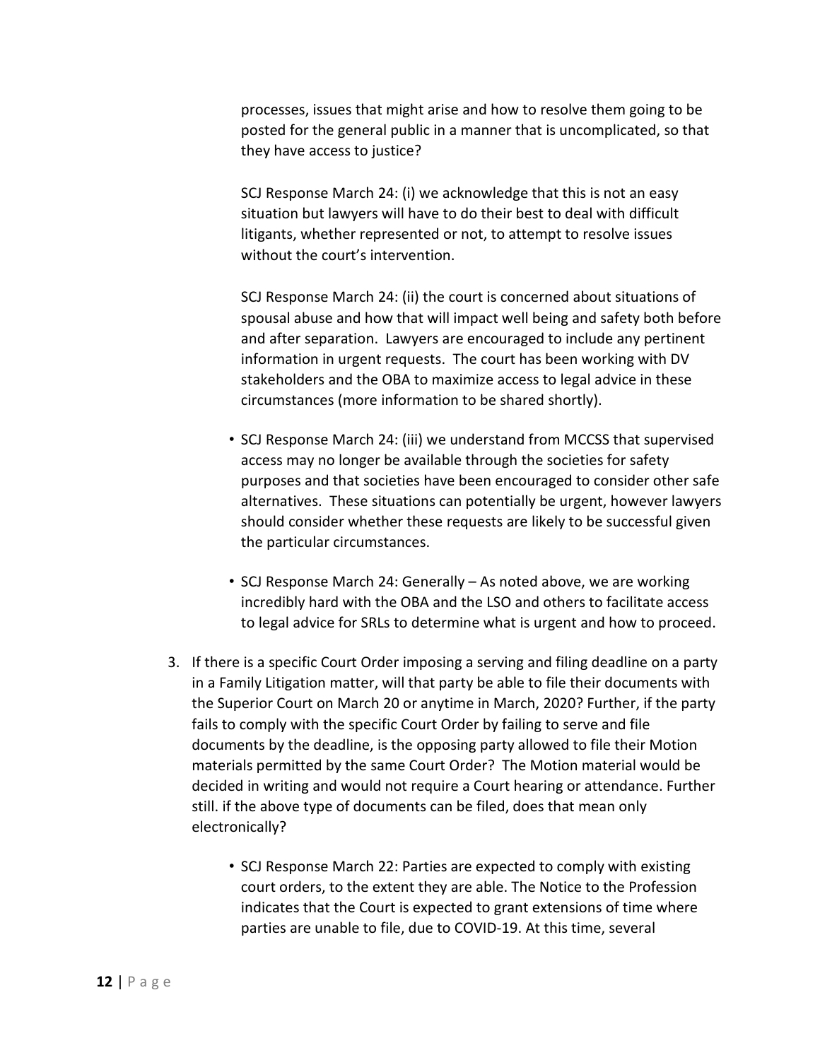processes, issues that might arise and how to resolve them going to be posted for the general public in a manner that is uncomplicated, so that they have access to justice?

SCJ Response March 24: (i) we acknowledge that this is not an easy situation but lawyers will have to do their best to deal with difficult litigants, whether represented or not, to attempt to resolve issues without the court's intervention.

SCJ Response March 24: (ii) the court is concerned about situations of spousal abuse and how that will impact well being and safety both before and after separation. Lawyers are encouraged to include any pertinent information in urgent requests. The court has been working with DV stakeholders and the OBA to maximize access to legal advice in these circumstances (more information to be shared shortly).

- SCJ Response March 24: (iii) we understand from MCCSS that supervised access may no longer be available through the societies for safety purposes and that societies have been encouraged to consider other safe alternatives. These situations can potentially be urgent, however lawyers should consider whether these requests are likely to be successful given the particular circumstances.
- SCJ Response March 24: Generally – As noted above, we are working incredibly hard with the OBA and the LSO and others to facilitate access to legal advice for SRLs to determine what is urgent and how to proceed.

3. If there is a specific Court Order imposing a serving and filing deadline on a party in a Family Litigation matter, will that party be able to file their documents with the Superior Court on March 20 or anytime in March, 2020? Further, if the party fails to comply with the specific Court Order by failing to serve and file documents by the deadline, is the opposing party allowed to file their Motion materials permitted by the same Court Order? The Motion material would be decided in writing and would not require a Court hearing or attendance. Further still. if the above type of documents can be filed, does that mean only electronically?

    - SCJ Response March 22: Parties are expected to comply with existing court orders, to the extent they are able. The Notice to the Profession indicates that the Court is expected to grant extensions of time where parties are unable to file, due to COVID-19. At this time, several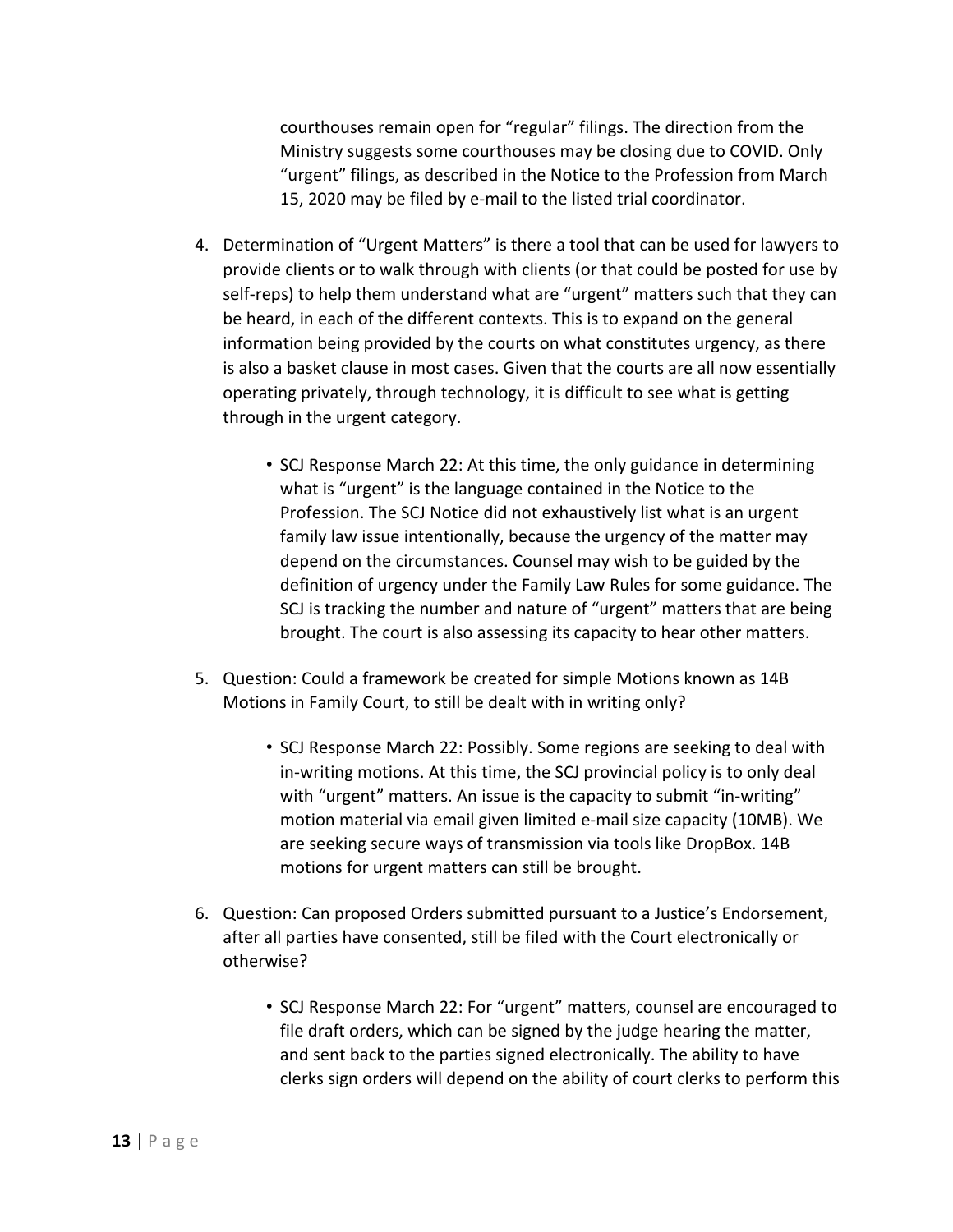courthouses remain open for "regular" filings. The direction from the Ministry suggests some courthouses may be closing due to COVID. Only "urgent" filings, as described in the Notice to the Profession from March 15, 2020 may be filed by e-mail to the listed trial coordinator.

4. Determination of "Urgent Matters" is there a tool that can be used for lawyers to provide clients or to walk through with clients (or that could be posted for use by self-reps) to help them understand what are "urgent" matters such that they can be heard, in each of the different contexts. This is to expand on the general information being provided by the courts on what constitutes urgency, as there is also a basket clause in most cases. Given that the courts are all now essentially operating privately, through technology, it is difficult to see what is getting through in the urgent category.

   - SCJ Response March 22: At this time, the only guidance in determining what is "urgent" is the language contained in the Notice to the Profession. The SCJ Notice did not exhaustively list what is an urgent family law issue intentionally, because the urgency of the matter may depend on the circumstances. Counsel may wish to be guided by the definition of urgency under the Family Law Rules for some guidance. The SCJ is tracking the number and nature of "urgent" matters that are being brought. The court is also assessing its capacity to hear other matters.

5. Question: Could a framework be created for simple Motions known as 14B Motions in Family Court, to still be dealt with in writing only?

   - SCJ Response March 22: Possibly. Some regions are seeking to deal with in-writing motions. At this time, the SCJ provincial policy is to only deal with "urgent" matters. An issue is the capacity to submit "in-writing" motion material via email given limited e-mail size capacity (10MB). We are seeking secure ways of transmission via tools like DropBox. 14B motions for urgent matters can still be brought.

6. Question: Can proposed Orders submitted pursuant to a Justice's Endorsement, after all parties have consented, still be filed with the Court electronically or otherwise?

   - SCJ Response March 22: For "urgent" matters, counsel are encouraged to file draft orders, which can be signed by the judge hearing the matter, and sent back to the parties signed electronically. The ability to have clerks sign orders will depend on the ability of court clerks to perform this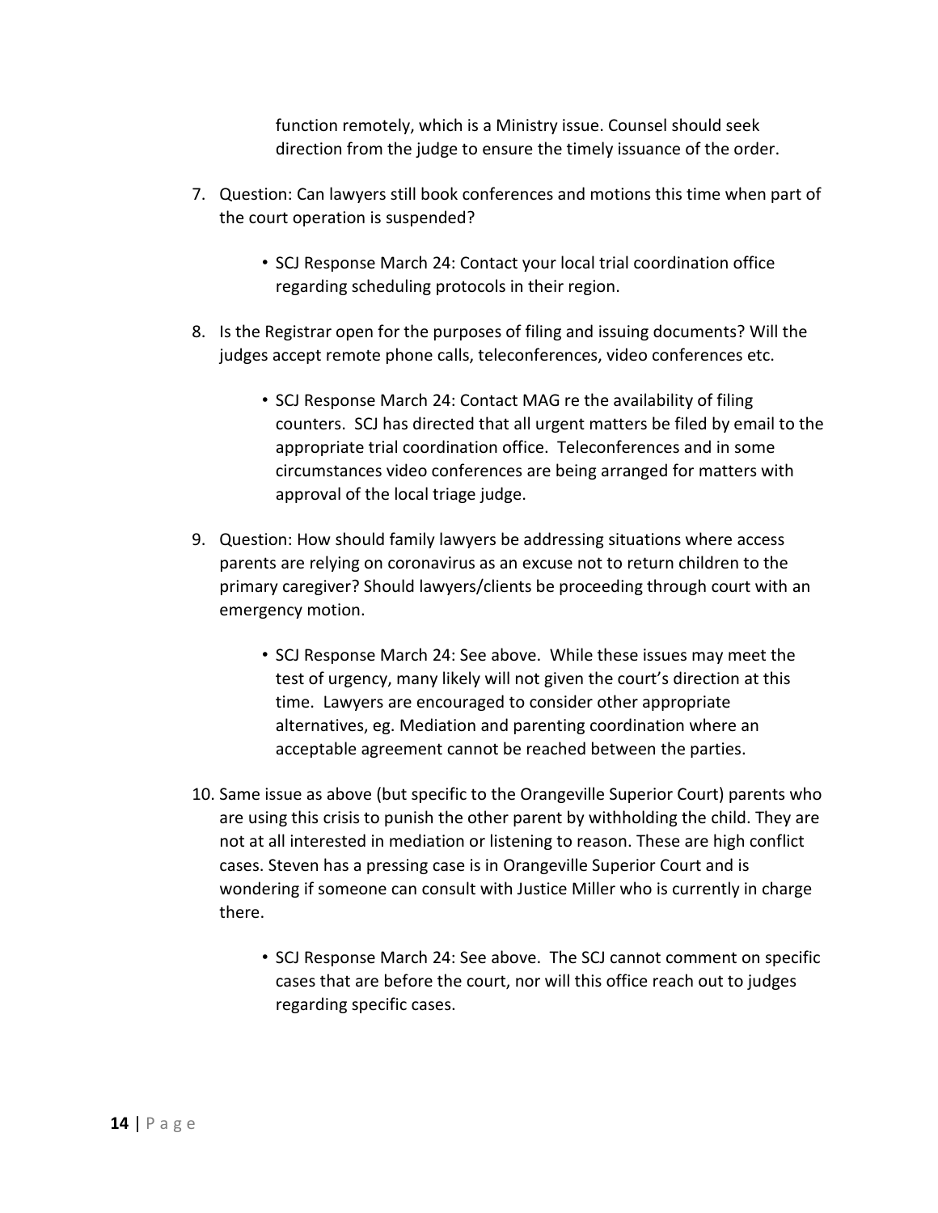function remotely, which is a Ministry issue. Counsel should seek direction from the judge to ensure the timely issuance of the order.

7. Question: Can lawyers still book conferences and motions this time when part of the court operation is suspended?

    - SCJ Response March 24: Contact your local trial coordination office regarding scheduling protocols in their region.

8. Is the Registrar open for the purposes of filing and issuing documents? Will the judges accept remote phone calls, teleconferences, video conferences etc.

    - SCJ Response March 24: Contact MAG re the availability of filing counters. SCJ has directed that all urgent matters be filed by email to the appropriate trial coordination office. Teleconferences and in some circumstances video conferences are being arranged for matters with approval of the local triage judge.

9. Question: How should family lawyers be addressing situations where access parents are relying on coronavirus as an excuse not to return children to the primary caregiver? Should lawyers/clients be proceeding through court with an emergency motion.

    - SCJ Response March 24: See above. While these issues may meet the test of urgency, many likely will not given the court's direction at this time. Lawyers are encouraged to consider other appropriate alternatives, eg. Mediation and parenting coordination where an acceptable agreement cannot be reached between the parties.

10. Same issue as above (but specific to the Orangeville Superior Court) parents who are using this crisis to punish the other parent by withholding the child. They are not at all interested in mediation or listening to reason. These are high conflict cases. Steven has a pressing case is in Orangeville Superior Court and is wondering if someone can consult with Justice Miller who is currently in charge there.

    - SCJ Response March 24: See above. The SCJ cannot comment on specific cases that are before the court, nor will this office reach out to judges regarding specific cases.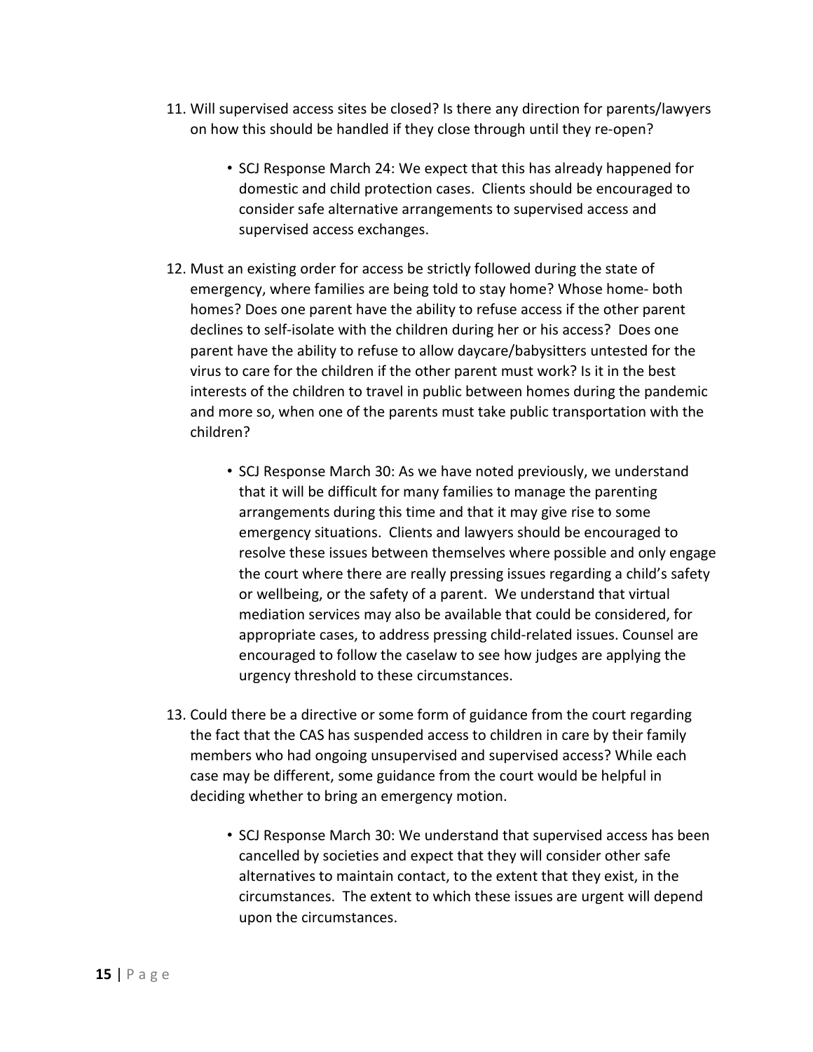11. Will supervised access sites be closed? Is there any direction for parents/lawyers on how this should be handled if they close through until they re-open?

    - SCJ Response March 24: We expect that this has already happened for domestic and child protection cases. Clients should be encouraged to consider safe alternative arrangements to supervised access and supervised access exchanges.

12. Must an existing order for access be strictly followed during the state of emergency, where families are being told to stay home? Whose home- both homes? Does one parent have the ability to refuse access if the other parent declines to self-isolate with the children during her or his access? Does one parent have the ability to refuse to allow daycare/babysitters untested for the virus to care for the children if the other parent must work? Is it in the best interests of the children to travel in public between homes during the pandemic and more so, when one of the parents must take public transportation with the children?

    - SCJ Response March 30: As we have noted previously, we understand that it will be difficult for many families to manage the parenting arrangements during this time and that it may give rise to some emergency situations. Clients and lawyers should be encouraged to resolve these issues between themselves where possible and only engage the court where there are really pressing issues regarding a child's safety or wellbeing, or the safety of a parent. We understand that virtual mediation services may also be available that could be considered, for appropriate cases, to address pressing child-related issues. Counsel are encouraged to follow the caselaw to see how judges are applying the urgency threshold to these circumstances.

13. Could there be a directive or some form of guidance from the court regarding the fact that the CAS has suspended access to children in care by their family members who had ongoing unsupervised and supervised access? While each case may be different, some guidance from the court would be helpful in deciding whether to bring an emergency motion.

    - SCJ Response March 30: We understand that supervised access has been cancelled by societies and expect that they will consider other safe alternatives to maintain contact, to the extent that they exist, in the circumstances. The extent to which these issues are urgent will depend upon the circumstances.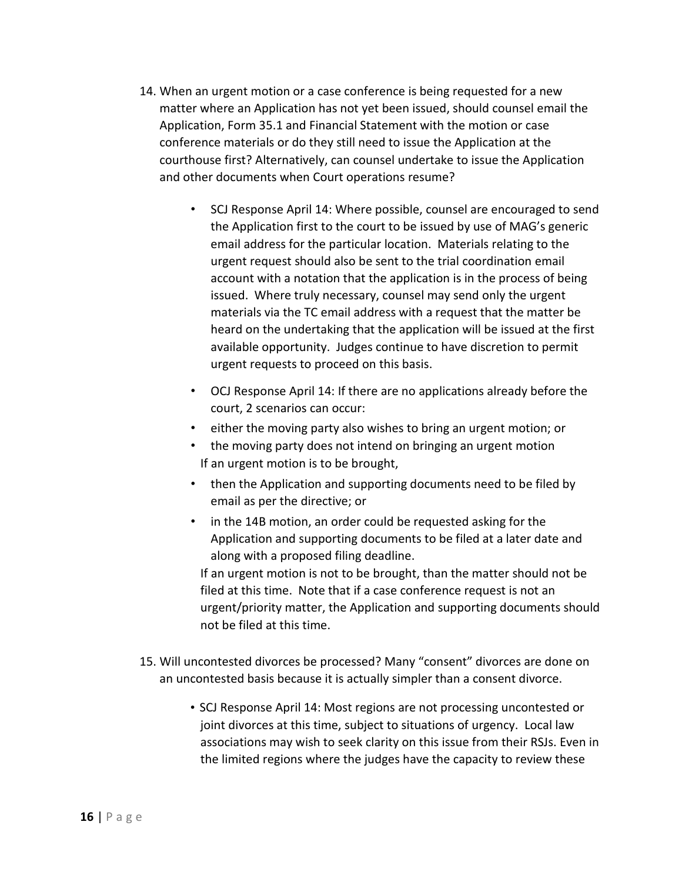14. When an urgent motion or a case conference is being requested for a new matter where an Application has not yet been issued, should counsel email the Application, Form 35.1 and Financial Statement with the motion or case conference materials or do they still need to issue the Application at the courthouse first? Alternatively, can counsel undertake to issue the Application and other documents when Court operations resume?

    - SCJ Response April 14: Where possible, counsel are encouraged to send the Application first to the court to be issued by use of MAG's generic email address for the particular location. Materials relating to the urgent request should also be sent to the trial coordination email account with a notation that the application is in the process of being issued. Where truly necessary, counsel may send only the urgent materials via the TC email address with a request that the matter be heard on the undertaking that the application will be issued at the first available opportunity. Judges continue to have discretion to permit urgent requests to proceed on this basis.

    - OCJ Response April 14: If there are no applications already before the court, 2 scenarios can occur:
    - either the moving party also wishes to bring an urgent motion; or
    - the moving party does not intend on bringing an urgent motion

    If an urgent motion is to be brought,

    - then the Application and supporting documents need to be filed by email as per the directive; or
    - in the 14B motion, an order could be requested asking for the Application and supporting documents to be filed at a later date and along with a proposed filing deadline.

    If an urgent motion is not to be brought, than the matter should not be filed at this time. Note that if a case conference request is not an urgent/priority matter, the Application and supporting documents should not be filed at this time.

15. Will uncontested divorces be processed? Many "consent" divorces are done on an uncontested basis because it is actually simpler than a consent divorce.

    - SCJ Response April 14: Most regions are not processing uncontested or joint divorces at this time, subject to situations of urgency. Local law associations may wish to seek clarity on this issue from their RSJs. Even in the limited regions where the judges have the capacity to review these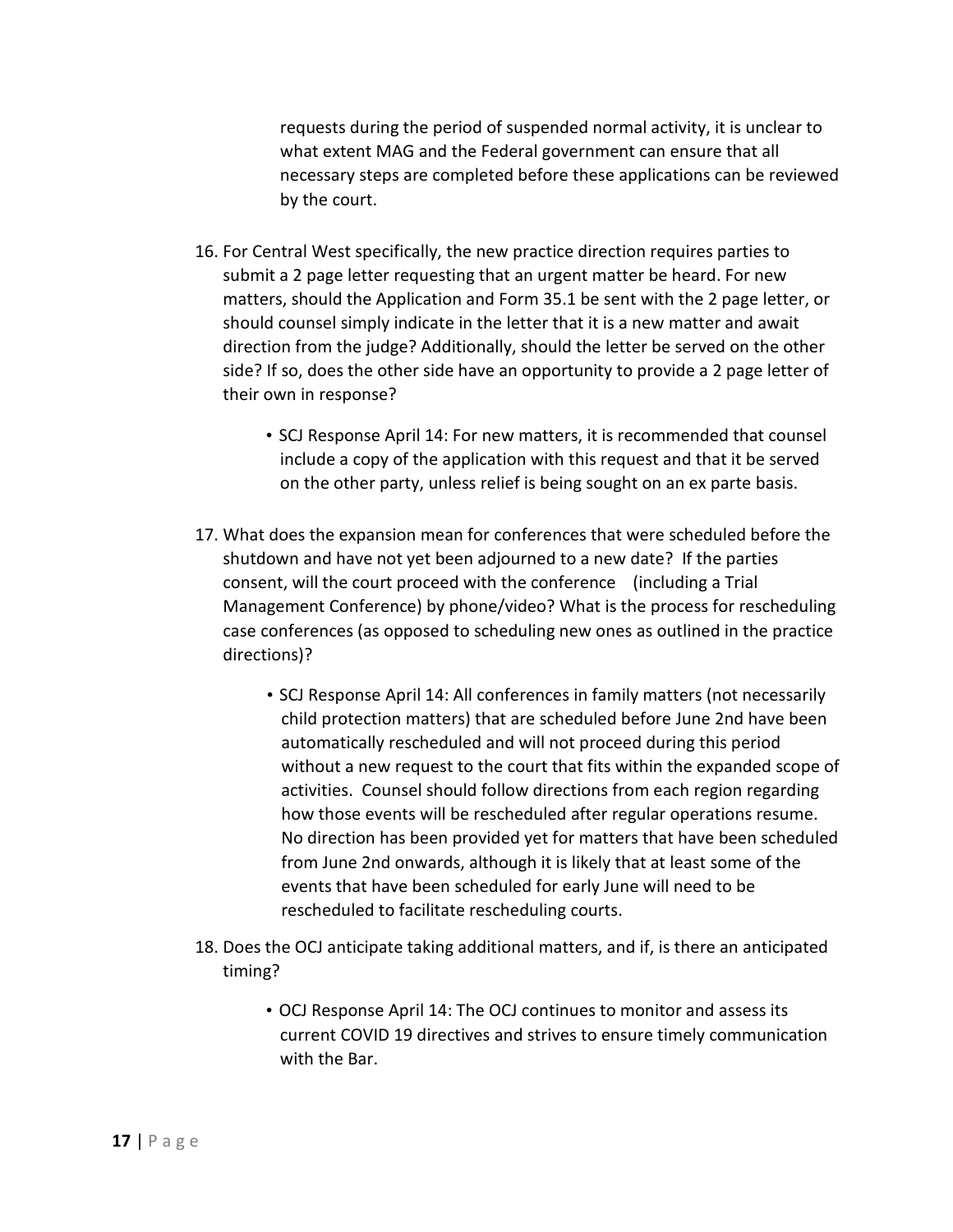requests during the period of suspended normal activity, it is unclear to what extent MAG and the Federal government can ensure that all necessary steps are completed before these applications can be reviewed by the court.

16. For Central West specifically, the new practice direction requires parties to submit a 2 page letter requesting that an urgent matter be heard. For new matters, should the Application and Form 35.1 be sent with the 2 page letter, or should counsel simply indicate in the letter that it is a new matter and await direction from the judge? Additionally, should the letter be served on the other side? If so, does the other side have an opportunity to provide a 2 page letter of their own in response?

    - SCJ Response April 14: For new matters, it is recommended that counsel include a copy of the application with this request and that it be served on the other party, unless relief is being sought on an ex parte basis.

17. What does the expansion mean for conferences that were scheduled before the shutdown and have not yet been adjourned to a new date? If the parties consent, will the court proceed with the conference (including a Trial Management Conference) by phone/video? What is the process for rescheduling case conferences (as opposed to scheduling new ones as outlined in the practice directions)?

    - SCJ Response April 14: All conferences in family matters (not necessarily child protection matters) that are scheduled before June 2nd have been automatically rescheduled and will not proceed during this period without a new request to the court that fits within the expanded scope of activities. Counsel should follow directions from each region regarding how those events will be rescheduled after regular operations resume. No direction has been provided yet for matters that have been scheduled from June 2nd onwards, although it is likely that at least some of the events that have been scheduled for early June will need to be rescheduled to facilitate rescheduling courts.

18. Does the OCJ anticipate taking additional matters, and if, is there an anticipated timing?

    - OCJ Response April 14: The OCJ continues to monitor and assess its current COVID 19 directives and strives to ensure timely communication with the Bar.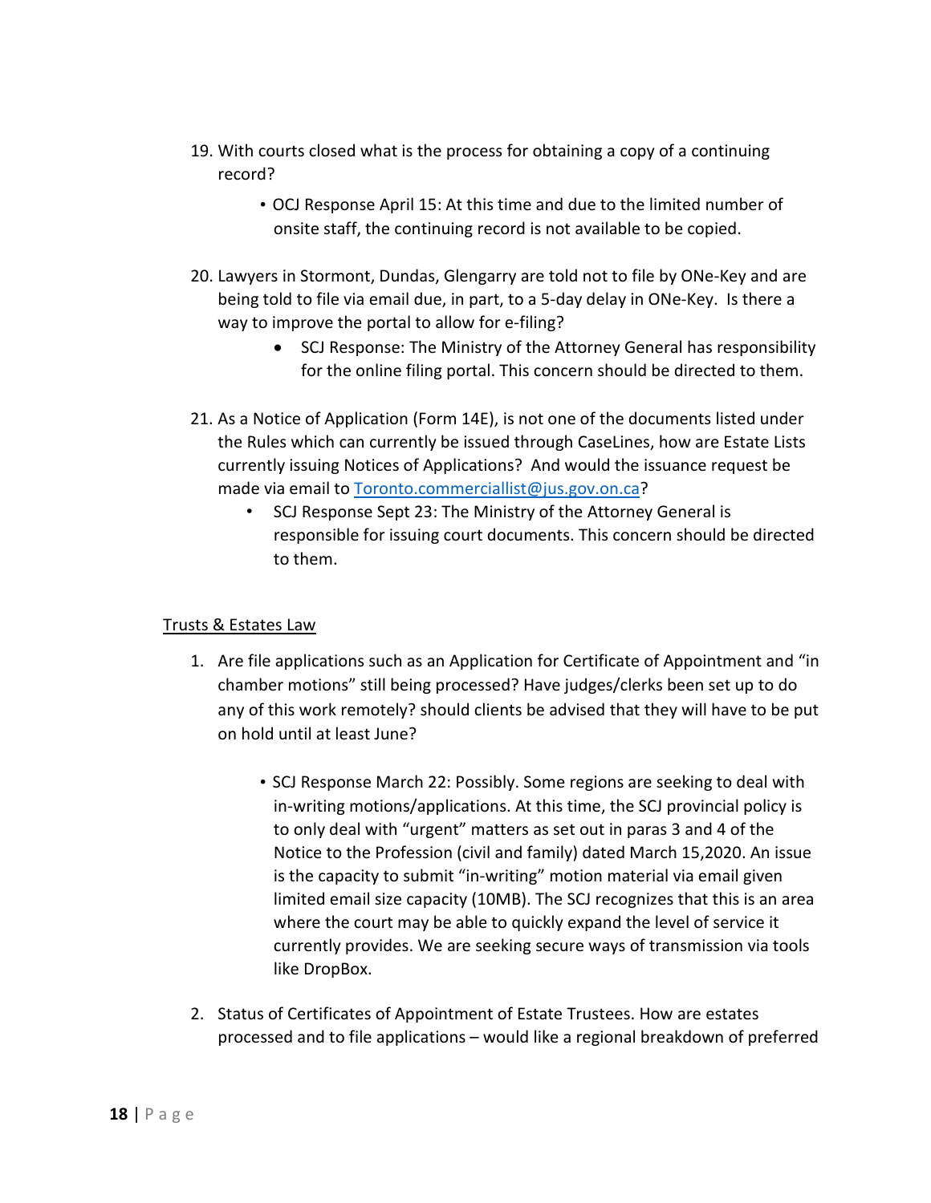19. With courts closed what is the process for obtaining a copy of a continuing record?

    - OCJ Response April 15: At this time and due to the limited number of onsite staff, the continuing record is not available to be copied.

20. Lawyers in Stormont, Dundas, Glengarry are told not to file by ONe-Key and are being told to file via email due, in part, to a 5-day delay in ONe-Key. Is there a way to improve the portal to allow for e-filing?

    - SCJ Response: The Ministry of the Attorney General has responsibility for the online filing portal. This concern should be directed to them.

21. As a Notice of Application (Form 14E), is not one of the documents listed under the Rules which can currently be issued through CaseLines, how are Estate Lists currently issuing Notices of Applications? And would the issuance request be made via email to Toronto.commerciallist@jus.gov.on.ca?

    - SCJ Response Sept 23: The Ministry of the Attorney General is responsible for issuing court documents. This concern should be directed to them.

<u>Trusts & Estates Law</u>

1. Are file applications such as an Application for Certificate of Appointment and "in chamber motions" still being processed? Have judges/clerks been set up to do any of this work remotely? should clients be advised that they will have to be put on hold until at least June?

    - SCJ Response March 22: Possibly. Some regions are seeking to deal with in-writing motions/applications. At this time, the SCJ provincial policy is to only deal with "urgent" matters as set out in paras 3 and 4 of the Notice to the Profession (civil and family) dated March 15,2020. An issue is the capacity to submit "in-writing" motion material via email given limited email size capacity (10MB). The SCJ recognizes that this is an area where the court may be able to quickly expand the level of service it currently provides. We are seeking secure ways of transmission via tools like DropBox.

2. Status of Certificates of Appointment of Estate Trustees. How are estates processed and to file applications – would like a regional breakdown of preferred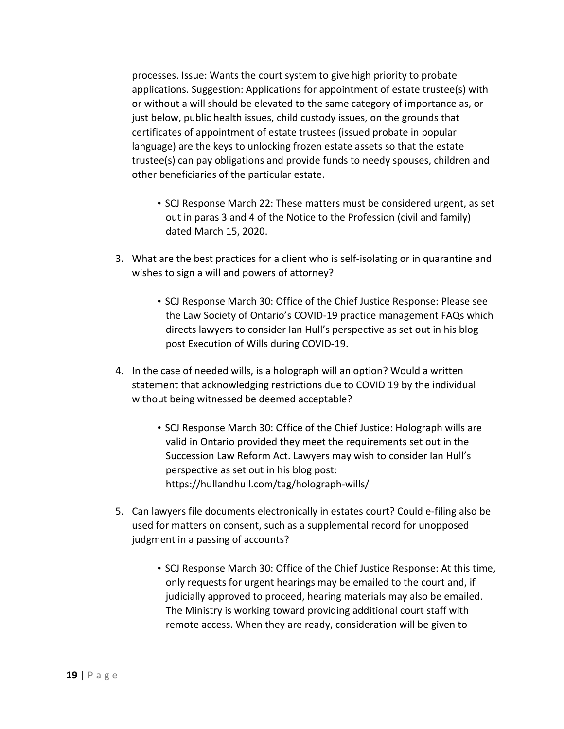processes. Issue: Wants the court system to give high priority to probate applications. Suggestion: Applications for appointment of estate trustee(s) with or without a will should be elevated to the same category of importance as, or just below, public health issues, child custody issues, on the grounds that certificates of appointment of estate trustees (issued probate in popular language) are the keys to unlocking frozen estate assets so that the estate trustee(s) can pay obligations and provide funds to needy spouses, children and other beneficiaries of the particular estate.

- SCJ Response March 22: These matters must be considered urgent, as set out in paras 3 and 4 of the Notice to the Profession (civil and family) dated March 15, 2020.

3. What are the best practices for a client who is self-isolating or in quarantine and wishes to sign a will and powers of attorney?

   - SCJ Response March 30: Office of the Chief Justice Response: Please see the Law Society of Ontario's COVID-19 practice management FAQs which directs lawyers to consider Ian Hull's perspective as set out in his blog post Execution of Wills during COVID-19.

4. In the case of needed wills, is a holograph will an option? Would a written statement that acknowledging restrictions due to COVID 19 by the individual without being witnessed be deemed acceptable?

   - SCJ Response March 30: Office of the Chief Justice: Holograph wills are valid in Ontario provided they meet the requirements set out in the Succession Law Reform Act. Lawyers may wish to consider Ian Hull's perspective as set out in his blog post: https://hullandhull.com/tag/holograph-wills/

5. Can lawyers file documents electronically in estates court? Could e-filing also be used for matters on consent, such as a supplemental record for unopposed judgment in a passing of accounts?

   - SCJ Response March 30: Office of the Chief Justice Response: At this time, only requests for urgent hearings may be emailed to the court and, if judicially approved to proceed, hearing materials may also be emailed. The Ministry is working toward providing additional court staff with remote access. When they are ready, consideration will be given to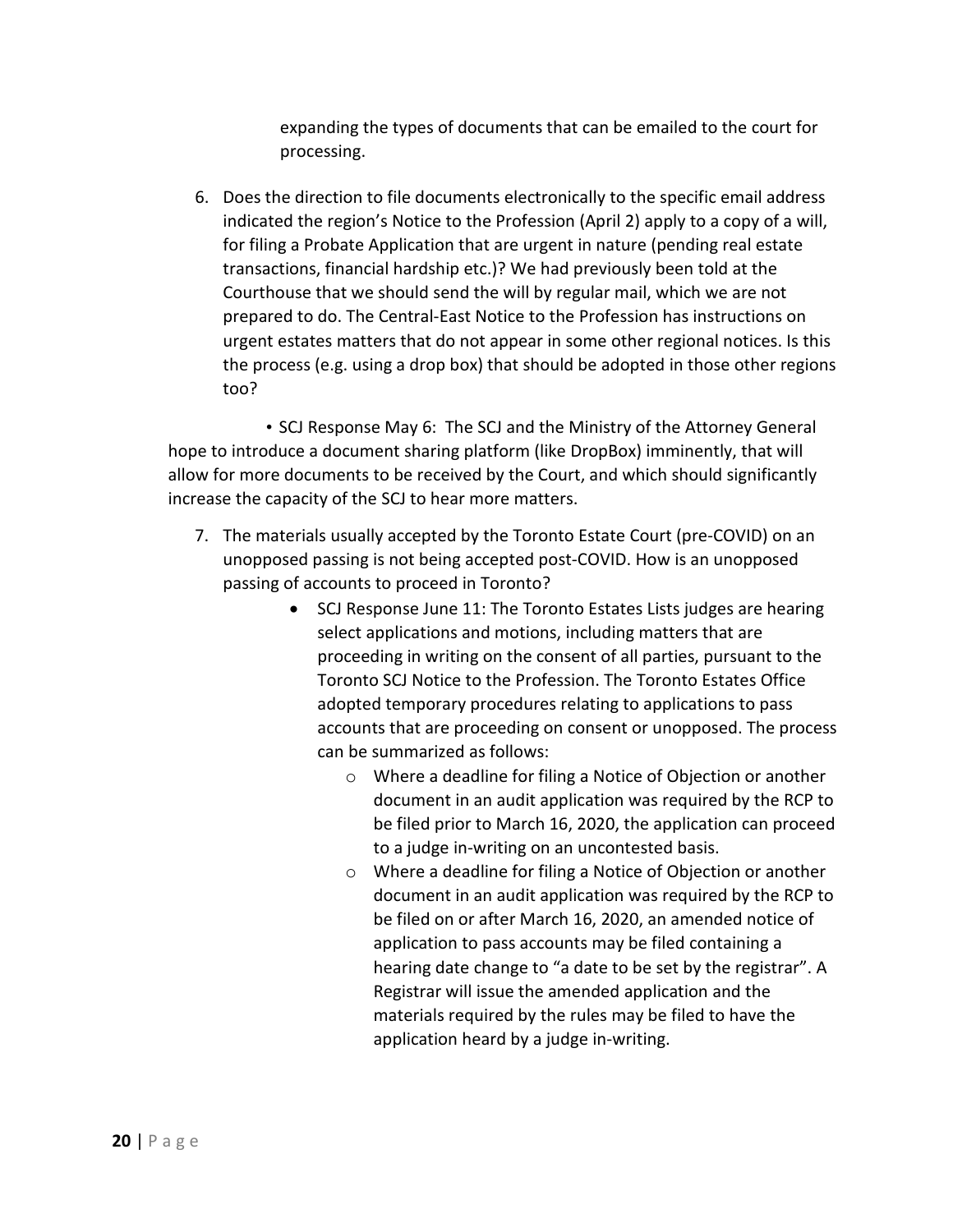expanding the types of documents that can be emailed to the court for processing.

6. Does the direction to file documents electronically to the specific email address indicated the region's Notice to the Profession (April 2) apply to a copy of a will, for filing a Probate Application that are urgent in nature (pending real estate transactions, financial hardship etc.)? We had previously been told at the Courthouse that we should send the will by regular mail, which we are not prepared to do. The Central-East Notice to the Profession has instructions on urgent estates matters that do not appear in some other regional notices. Is this the process (e.g. using a drop box) that should be adopted in those other regions too?

• SCJ Response May 6: The SCJ and the Ministry of the Attorney General hope to introduce a document sharing platform (like DropBox) imminently, that will allow for more documents to be received by the Court, and which should significantly increase the capacity of the SCJ to hear more matters.

7. The materials usually accepted by the Toronto Estate Court (pre-COVID) on an unopposed passing is not being accepted post-COVID. How is an unopposed passing of accounts to proceed in Toronto?
    - SCJ Response June 11: The Toronto Estates Lists judges are hearing select applications and motions, including matters that are proceeding in writing on the consent of all parties, pursuant to the Toronto SCJ Notice to the Profession. The Toronto Estates Office adopted temporary procedures relating to applications to pass accounts that are proceeding on consent or unopposed. The process can be summarized as follows:
        - Where a deadline for filing a Notice of Objection or another document in an audit application was required by the RCP to be filed prior to March 16, 2020, the application can proceed to a judge in-writing on an uncontested basis.
        - Where a deadline for filing a Notice of Objection or another document in an audit application was required by the RCP to be filed on or after March 16, 2020, an amended notice of application to pass accounts may be filed containing a hearing date change to "a date to be set by the registrar". A Registrar will issue the amended application and the materials required by the rules may be filed to have the application heard by a judge in-writing.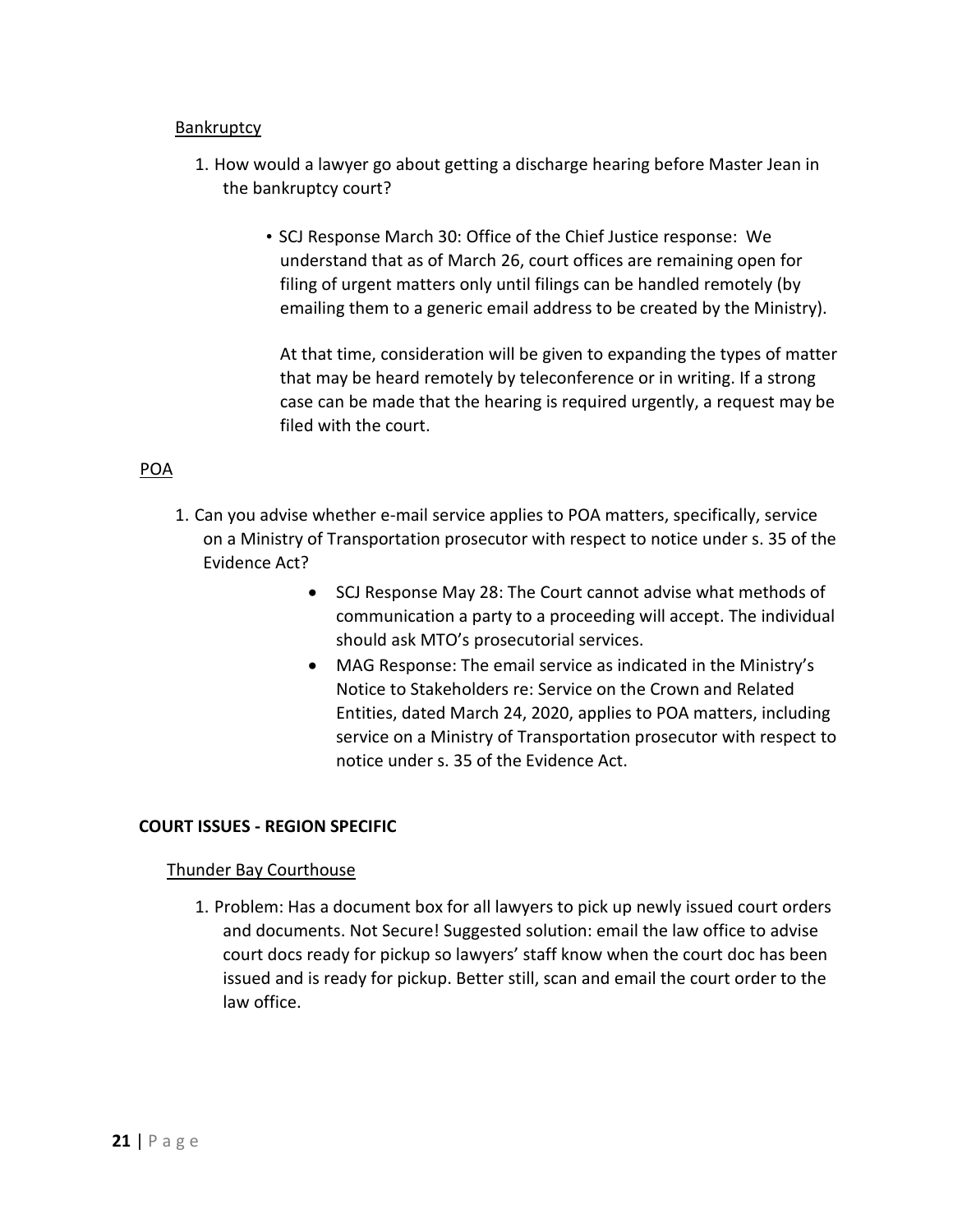Bankruptcy

1. How would a lawyer go about getting a discharge hearing before Master Jean in the bankruptcy court?

    - SCJ Response March 30: Office of the Chief Justice response: We understand that as of March 26, court offices are remaining open for filing of urgent matters only until filings can be handled remotely (by emailing them to a generic email address to be created by the Ministry).

      At that time, consideration will be given to expanding the types of matter that may be heard remotely by teleconference or in writing. If a strong case can be made that the hearing is required urgently, a request may be filed with the court.

POA

1. Can you advise whether e-mail service applies to POA matters, specifically, service on a Ministry of Transportation prosecutor with respect to notice under s. 35 of the Evidence Act?

    - SCJ Response May 28: The Court cannot advise what methods of communication a party to a proceeding will accept. The individual should ask MTO's prosecutorial services.
    - MAG Response: The email service as indicated in the Ministry's Notice to Stakeholders re: Service on the Crown and Related Entities, dated March 24, 2020, applies to POA matters, including service on a Ministry of Transportation prosecutor with respect to notice under s. 35 of the Evidence Act.

## COURT ISSUES - REGION SPECIFIC

Thunder Bay Courthouse

1. Problem: Has a document box for all lawyers to pick up newly issued court orders and documents. Not Secure! Suggested solution: email the law office to advise court docs ready for pickup so lawyers' staff know when the court doc has been issued and is ready for pickup. Better still, scan and email the court order to the law office.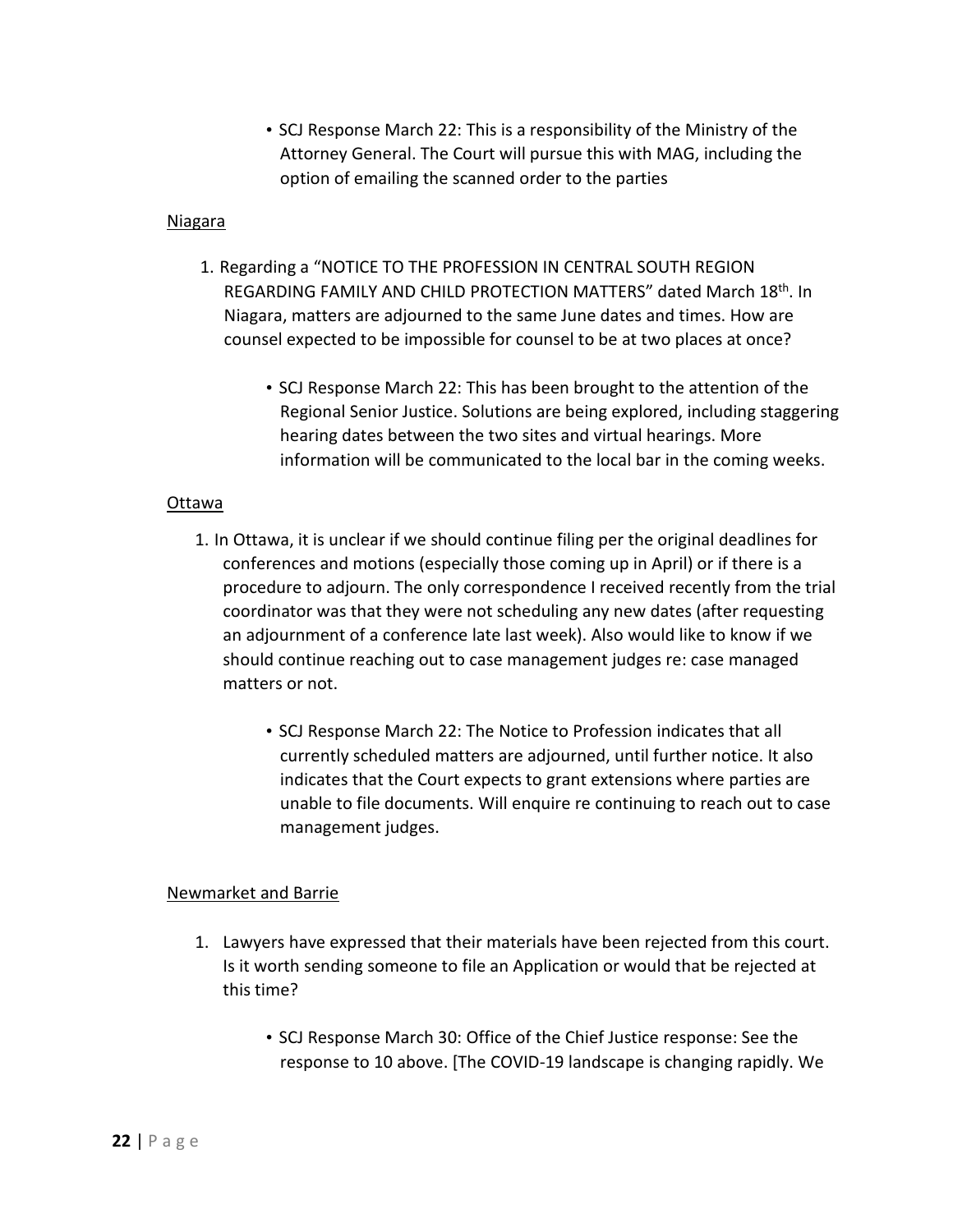- SCJ Response March 22: This is a responsibility of the Ministry of the Attorney General. The Court will pursue this with MAG, including the option of emailing the scanned order to the parties

Niagara

1. Regarding a "NOTICE TO THE PROFESSION IN CENTRAL SOUTH REGION REGARDING FAMILY AND CHILD PROTECTION MATTERS" dated March 18th. In Niagara, matters are adjourned to the same June dates and times. How are counsel expected to be impossible for counsel to be at two places at once?

   - SCJ Response March 22: This has been brought to the attention of the Regional Senior Justice. Solutions are being explored, including staggering hearing dates between the two sites and virtual hearings. More information will be communicated to the local bar in the coming weeks.

Ottawa

1. In Ottawa, it is unclear if we should continue filing per the original deadlines for conferences and motions (especially those coming up in April) or if there is a procedure to adjourn. The only correspondence I received recently from the trial coordinator was that they were not scheduling any new dates (after requesting an adjournment of a conference late last week). Also would like to know if we should continue reaching out to case management judges re: case managed matters or not.

   - SCJ Response March 22: The Notice to Profession indicates that all currently scheduled matters are adjourned, until further notice. It also indicates that the Court expects to grant extensions where parties are unable to file documents. Will enquire re continuing to reach out to case management judges.

Newmarket and Barrie

1. Lawyers have expressed that their materials have been rejected from this court. Is it worth sending someone to file an Application or would that be rejected at this time?

   - SCJ Response March 30: Office of the Chief Justice response: See the response to 10 above. [The COVID-19 landscape is changing rapidly. We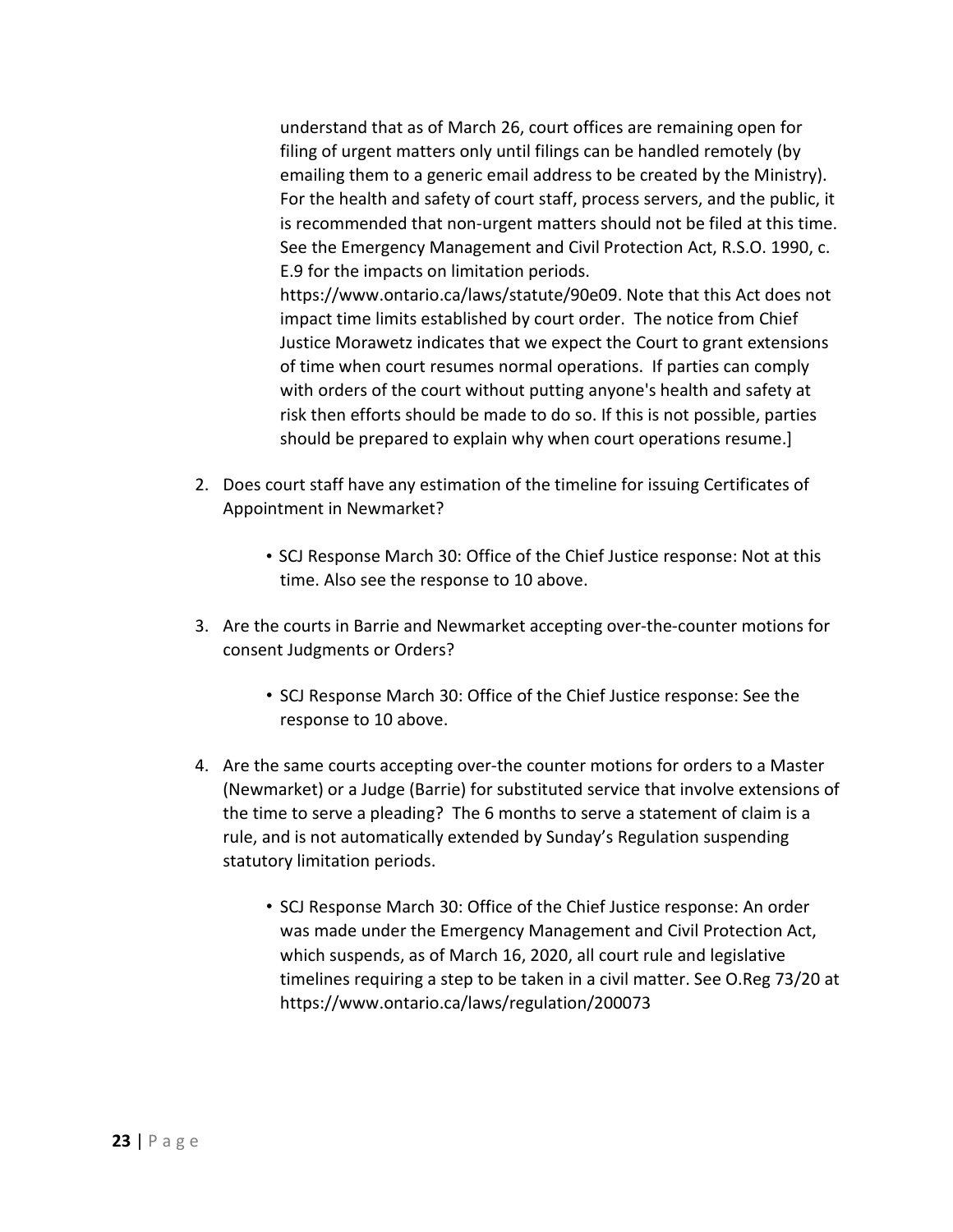understand that as of March 26, court offices are remaining open for filing of urgent matters only until filings can be handled remotely (by emailing them to a generic email address to be created by the Ministry). For the health and safety of court staff, process servers, and the public, it is recommended that non-urgent matters should not be filed at this time. See the Emergency Management and Civil Protection Act, R.S.O. 1990, c. E.9 for the impacts on limitation periods. https://www.ontario.ca/laws/statute/90e09. Note that this Act does not impact time limits established by court order. The notice from Chief Justice Morawetz indicates that we expect the Court to grant extensions of time when court resumes normal operations. If parties can comply with orders of the court without putting anyone's health and safety at risk then efforts should be made to do so. If this is not possible, parties should be prepared to explain why when court operations resume.]

2. Does court staff have any estimation of the timeline for issuing Certificates of Appointment in Newmarket?

    - SCJ Response March 30: Office of the Chief Justice response: Not at this time. Also see the response to 10 above.

3. Are the courts in Barrie and Newmarket accepting over-the-counter motions for consent Judgments or Orders?

    - SCJ Response March 30: Office of the Chief Justice response: See the response to 10 above.

4. Are the same courts accepting over-the counter motions for orders to a Master (Newmarket) or a Judge (Barrie) for substituted service that involve extensions of the time to serve a pleading? The 6 months to serve a statement of claim is a rule, and is not automatically extended by Sunday's Regulation suspending statutory limitation periods.

    - SCJ Response March 30: Office of the Chief Justice response: An order was made under the Emergency Management and Civil Protection Act, which suspends, as of March 16, 2020, all court rule and legislative timelines requiring a step to be taken in a civil matter. See O.Reg 73/20 at https://www.ontario.ca/laws/regulation/200073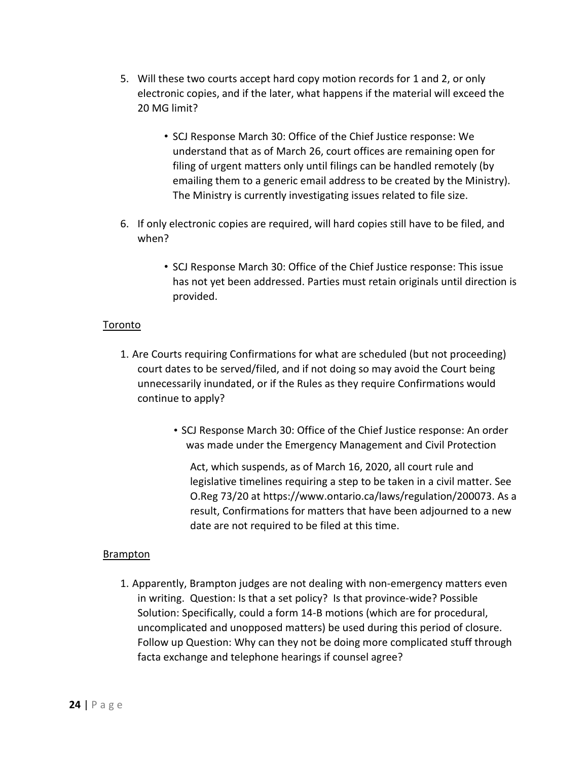5. Will these two courts accept hard copy motion records for 1 and 2, or only electronic copies, and if the later, what happens if the material will exceed the 20 MG limit?

    - SCJ Response March 30: Office of the Chief Justice response: We understand that as of March 26, court offices are remaining open for filing of urgent matters only until filings can be handled remotely (by emailing them to a generic email address to be created by the Ministry). The Ministry is currently investigating issues related to file size.

6. If only electronic copies are required, will hard copies still have to be filed, and when?

    - SCJ Response March 30: Office of the Chief Justice response: This issue has not yet been addressed. Parties must retain originals until direction is provided.

<u>Toronto</u>

1. Are Courts requiring Confirmations for what are scheduled (but not proceeding) court dates to be served/filed, and if not doing so may avoid the Court being unnecessarily inundated, or if the Rules as they require Confirmations would continue to apply?

    - SCJ Response March 30: Office of the Chief Justice response: An order was made under the Emergency Management and Civil Protection Act, which suspends, as of March 16, 2020, all court rule and legislative timelines requiring a step to be taken in a civil matter. See O.Reg 73/20 at https://www.ontario.ca/laws/regulation/200073. As a result, Confirmations for matters that have been adjourned to a new date are not required to be filed at this time.

<u>Brampton</u>

1. Apparently, Brampton judges are not dealing with non-emergency matters even in writing. Question: Is that a set policy? Is that province-wide? Possible Solution: Specifically, could a form 14-B motions (which are for procedural, uncomplicated and unopposed matters) be used during this period of closure. Follow up Question: Why can they not be doing more complicated stuff through facta exchange and telephone hearings if counsel agree?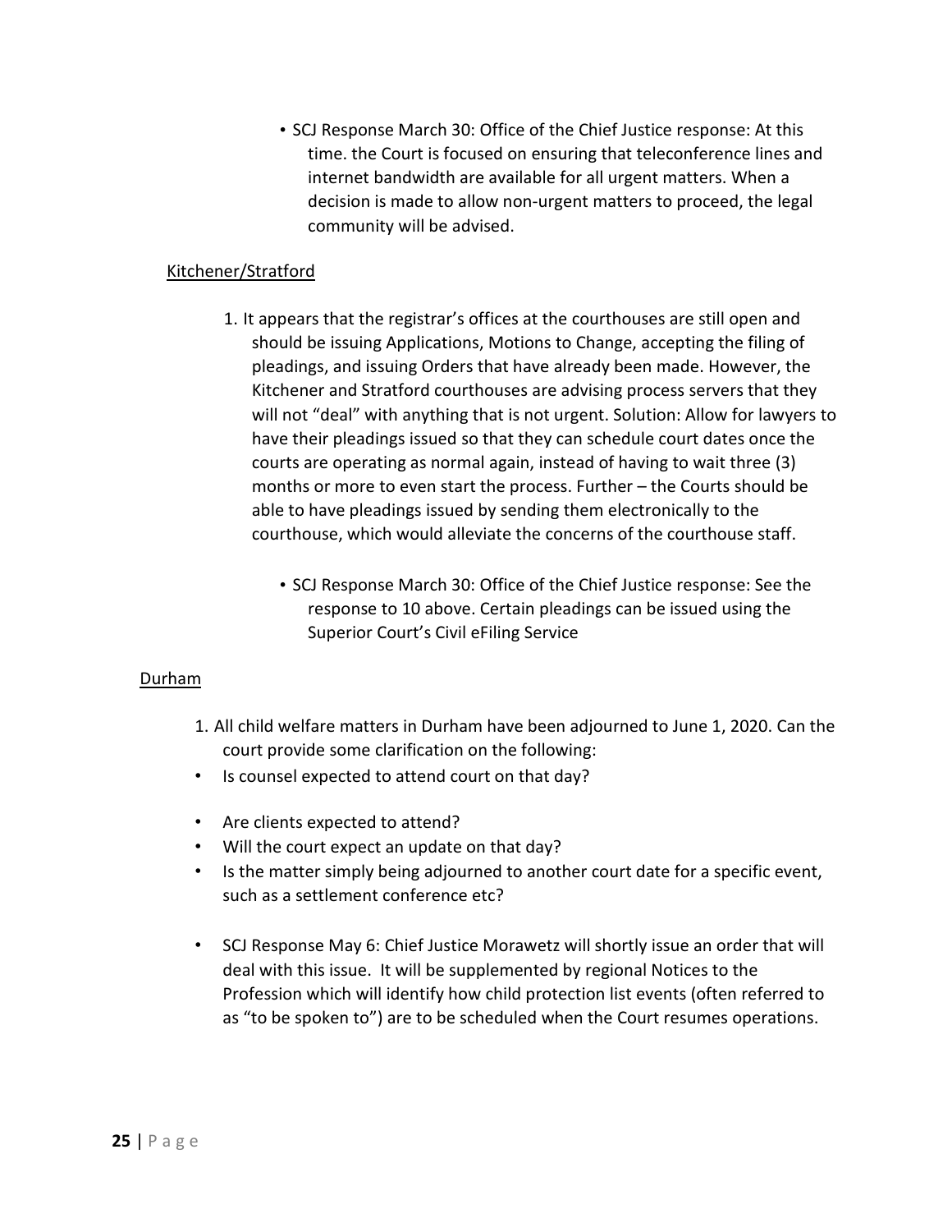- SCJ Response March 30: Office of the Chief Justice response: At this time. the Court is focused on ensuring that teleconference lines and internet bandwidth are available for all urgent matters. When a decision is made to allow non-urgent matters to proceed, the legal community will be advised.

Kitchener/Stratford

1. It appears that the registrar's offices at the courthouses are still open and should be issuing Applications, Motions to Change, accepting the filing of pleadings, and issuing Orders that have already been made. However, the Kitchener and Stratford courthouses are advising process servers that they will not "deal" with anything that is not urgent. Solution: Allow for lawyers to have their pleadings issued so that they can schedule court dates once the courts are operating as normal again, instead of having to wait three (3) months or more to even start the process. Further – the Courts should be able to have pleadings issued by sending them electronically to the courthouse, which would alleviate the concerns of the courthouse staff.

    - SCJ Response March 30: Office of the Chief Justice response: See the response to 10 above. Certain pleadings can be issued using the Superior Court's Civil eFiling Service

Durham

1. All child welfare matters in Durham have been adjourned to June 1, 2020. Can the court provide some clarification on the following:

- Is counsel expected to attend court on that day?
- Are clients expected to attend?
- Will the court expect an update on that day?
- Is the matter simply being adjourned to another court date for a specific event, such as a settlement conference etc?
- SCJ Response May 6: Chief Justice Morawetz will shortly issue an order that will deal with this issue. It will be supplemented by regional Notices to the Profession which will identify how child protection list events (often referred to as "to be spoken to") are to be scheduled when the Court resumes operations.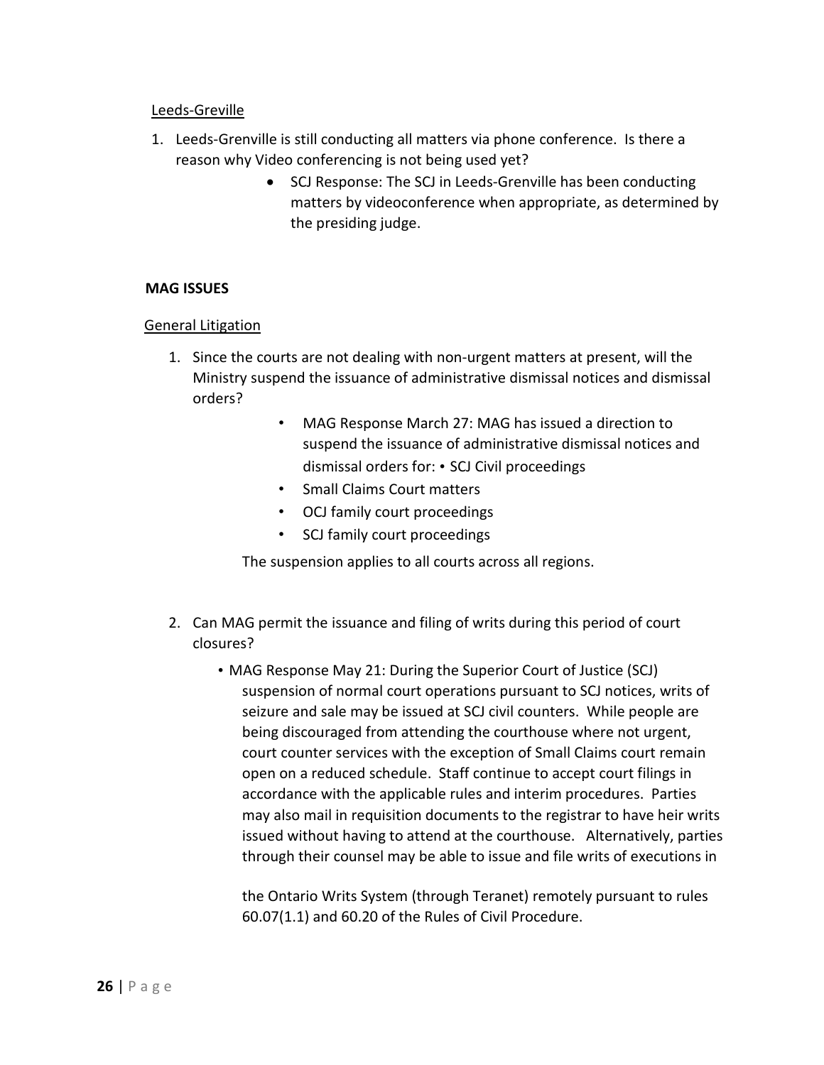Leeds-Greville

1. Leeds-Grenville is still conducting all matters via phone conference. Is there a reason why Video conferencing is not being used yet?
   - SCJ Response: The SCJ in Leeds-Grenville has been conducting matters by videoconference when appropriate, as determined by the presiding judge.

**MAG ISSUES**

General Litigation

1. Since the courts are not dealing with non-urgent matters at present, will the Ministry suspend the issuance of administrative dismissal notices and dismissal orders?
   - MAG Response March 27: MAG has issued a direction to suspend the issuance of administrative dismissal notices and dismissal orders for: • SCJ Civil proceedings
   - Small Claims Court matters
   - OCJ family court proceedings
   - SCJ family court proceedings

   The suspension applies to all courts across all regions.

2. Can MAG permit the issuance and filing of writs during this period of court closures?
   - MAG Response May 21: During the Superior Court of Justice (SCJ) suspension of normal court operations pursuant to SCJ notices, writs of seizure and sale may be issued at SCJ civil counters. While people are being discouraged from attending the courthouse where not urgent, court counter services with the exception of Small Claims court remain open on a reduced schedule. Staff continue to accept court filings in accordance with the applicable rules and interim procedures. Parties may also mail in requisition documents to the registrar to have heir writs issued without having to attend at the courthouse. Alternatively, parties through their counsel may be able to issue and file writs of executions in the Ontario Writs System (through Teranet) remotely pursuant to rules 60.07(1.1) and 60.20 of the Rules of Civil Procedure.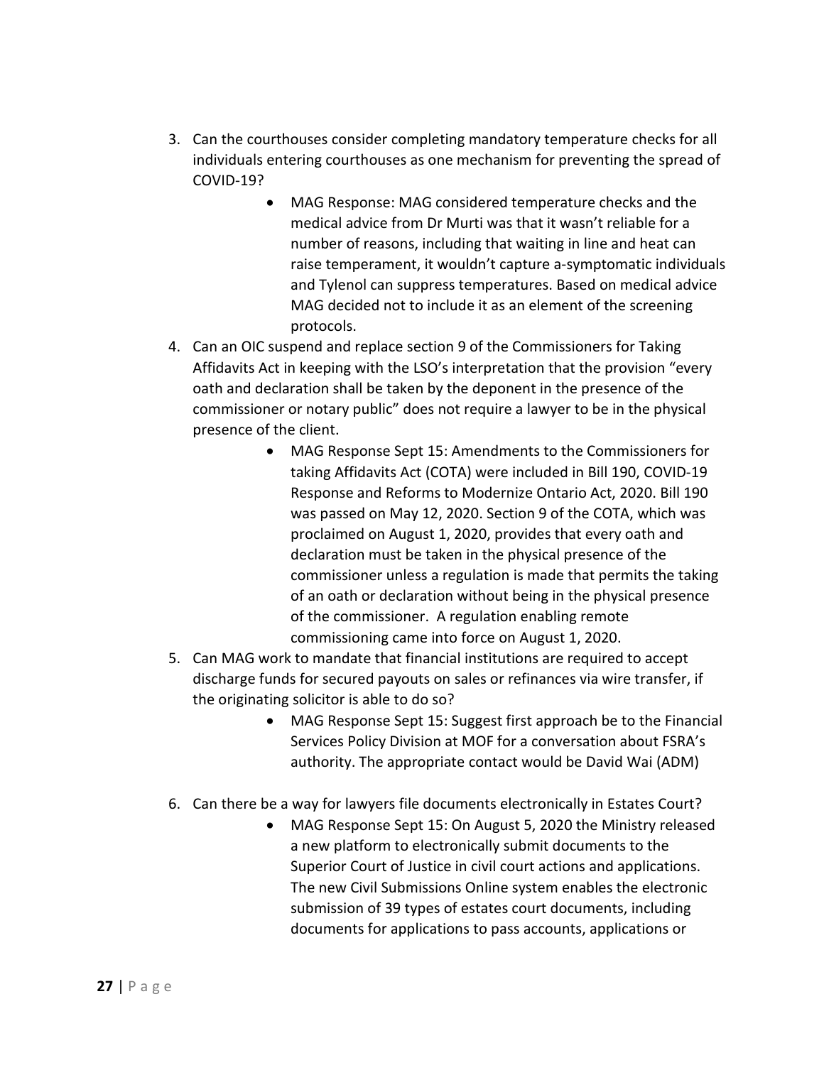3. Can the courthouses consider completing mandatory temperature checks for all individuals entering courthouses as one mechanism for preventing the spread of COVID-19?
    - MAG Response: MAG considered temperature checks and the medical advice from Dr Murti was that it wasn't reliable for a number of reasons, including that waiting in line and heat can raise temperament, it wouldn't capture a-symptomatic individuals and Tylenol can suppress temperatures. Based on medical advice MAG decided not to include it as an element of the screening protocols.
4. Can an OIC suspend and replace section 9 of the Commissioners for Taking Affidavits Act in keeping with the LSO's interpretation that the provision "every oath and declaration shall be taken by the deponent in the presence of the commissioner or notary public" does not require a lawyer to be in the physical presence of the client.
    - MAG Response Sept 15: Amendments to the Commissioners for taking Affidavits Act (COTA) were included in Bill 190, COVID-19 Response and Reforms to Modernize Ontario Act, 2020. Bill 190 was passed on May 12, 2020. Section 9 of the COTA, which was proclaimed on August 1, 2020, provides that every oath and declaration must be taken in the physical presence of the commissioner unless a regulation is made that permits the taking of an oath or declaration without being in the physical presence of the commissioner. A regulation enabling remote commissioning came into force on August 1, 2020.
5. Can MAG work to mandate that financial institutions are required to accept discharge funds for secured payouts on sales or refinances via wire transfer, if the originating solicitor is able to do so?
    - MAG Response Sept 15: Suggest first approach be to the Financial Services Policy Division at MOF for a conversation about FSRA's authority. The appropriate contact would be David Wai (ADM)
6. Can there be a way for lawyers file documents electronically in Estates Court?
    - MAG Response Sept 15: On August 5, 2020 the Ministry released a new platform to electronically submit documents to the Superior Court of Justice in civil court actions and applications. The new Civil Submissions Online system enables the electronic submission of 39 types of estates court documents, including documents for applications to pass accounts, applications or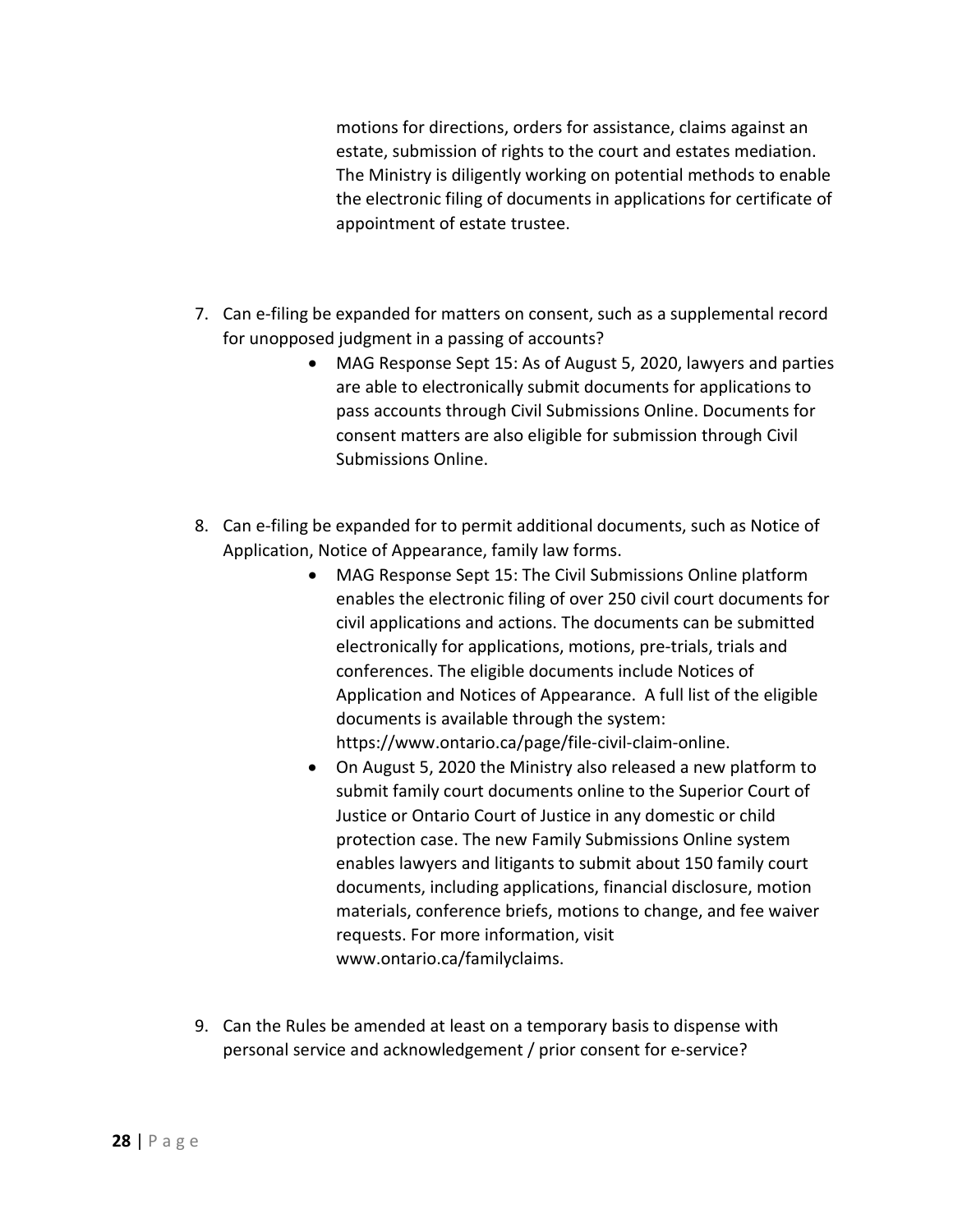motions for directions, orders for assistance, claims against an estate, submission of rights to the court and estates mediation. The Ministry is diligently working on potential methods to enable the electronic filing of documents in applications for certificate of appointment of estate trustee.

7. Can e-filing be expanded for matters on consent, such as a supplemental record for unopposed judgment in a passing of accounts?
   - MAG Response Sept 15: As of August 5, 2020, lawyers and parties are able to electronically submit documents for applications to pass accounts through Civil Submissions Online. Documents for consent matters are also eligible for submission through Civil Submissions Online.

8. Can e-filing be expanded for to permit additional documents, such as Notice of Application, Notice of Appearance, family law forms.
   - MAG Response Sept 15: The Civil Submissions Online platform enables the electronic filing of over 250 civil court documents for civil applications and actions. The documents can be submitted electronically for applications, motions, pre-trials, trials and conferences. The eligible documents include Notices of Application and Notices of Appearance. A full list of the eligible documents is available through the system: https://www.ontario.ca/page/file-civil-claim-online.
   - On August 5, 2020 the Ministry also released a new platform to submit family court documents online to the Superior Court of Justice or Ontario Court of Justice in any domestic or child protection case. The new Family Submissions Online system enables lawyers and litigants to submit about 150 family court documents, including applications, financial disclosure, motion materials, conference briefs, motions to change, and fee waiver requests. For more information, visit www.ontario.ca/familyclaims.

9. Can the Rules be amended at least on a temporary basis to dispense with personal service and acknowledgement / prior consent for e-service?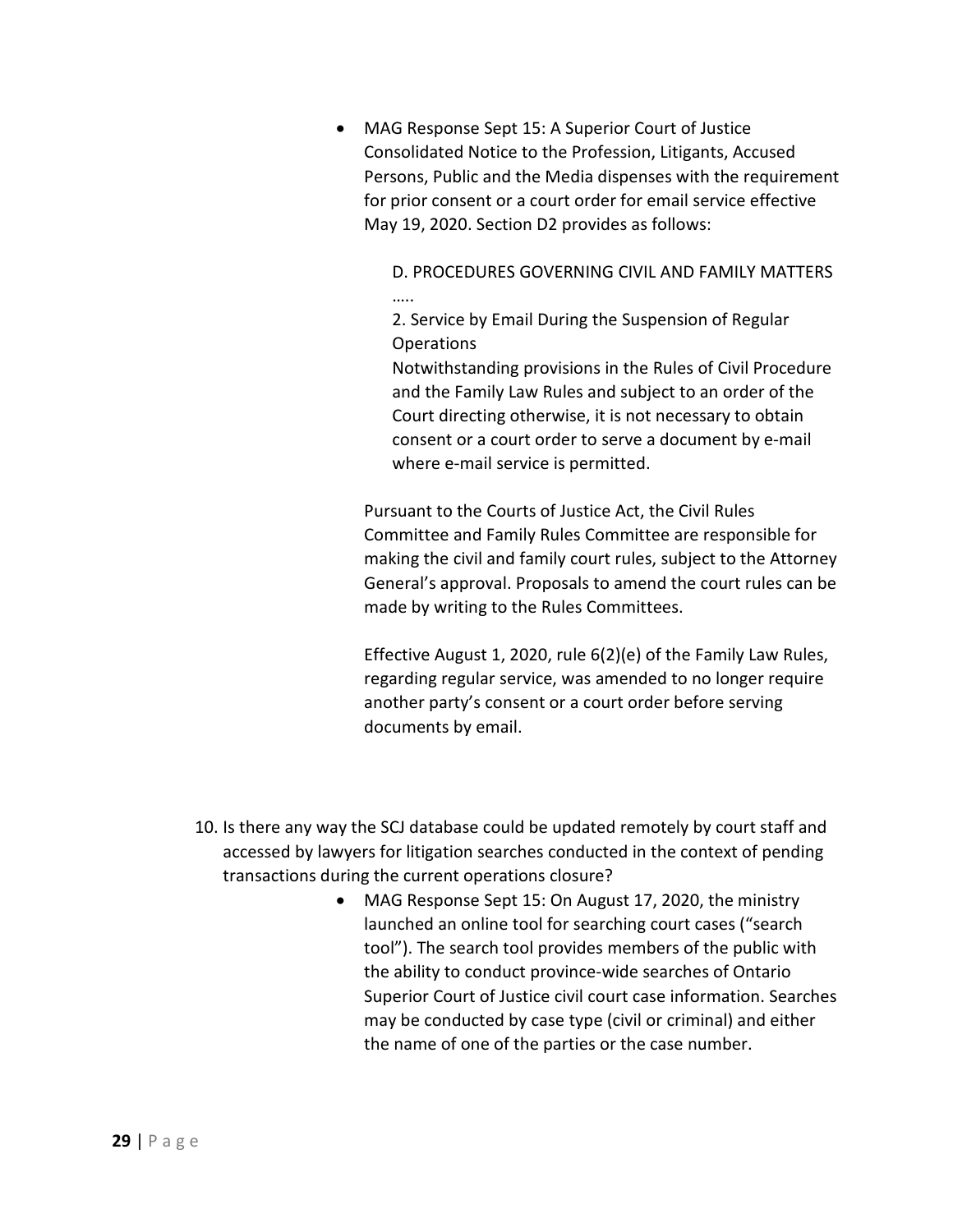- MAG Response Sept 15: A Superior Court of Justice Consolidated Notice to the Profession, Litigants, Accused Persons, Public and the Media dispenses with the requirement for prior consent or a court order for email service effective May 19, 2020. Section D2 provides as follows:

    D. PROCEDURES GOVERNING CIVIL AND FAMILY MATTERS
    …..
    2. Service by Email During the Suspension of Regular Operations
    Notwithstanding provisions in the Rules of Civil Procedure and the Family Law Rules and subject to an order of the Court directing otherwise, it is not necessary to obtain consent or a court order to serve a document by e-mail where e-mail service is permitted.

  Pursuant to the Courts of Justice Act, the Civil Rules Committee and Family Rules Committee are responsible for making the civil and family court rules, subject to the Attorney General's approval. Proposals to amend the court rules can be made by writing to the Rules Committees.

  Effective August 1, 2020, rule 6(2)(e) of the Family Law Rules, regarding regular service, was amended to no longer require another party's consent or a court order before serving documents by email.

10. Is there any way the SCJ database could be updated remotely by court staff and accessed by lawyers for litigation searches conducted in the context of pending transactions during the current operations closure?
    - MAG Response Sept 15: On August 17, 2020, the ministry launched an online tool for searching court cases ("search tool"). The search tool provides members of the public with the ability to conduct province-wide searches of Ontario Superior Court of Justice civil court case information. Searches may be conducted by case type (civil or criminal) and either the name of one of the parties or the case number.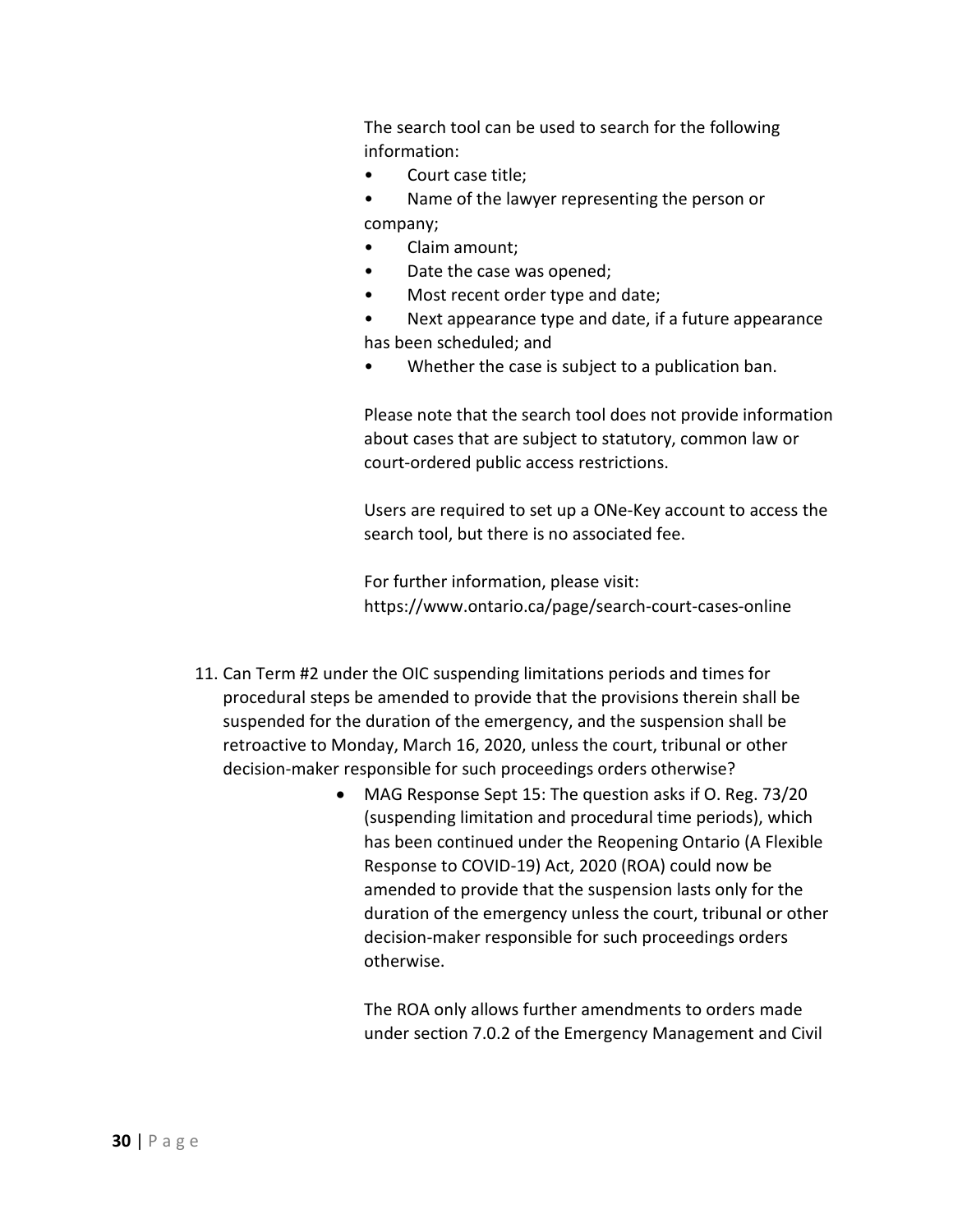The search tool can be used to search for the following information:

- Court case title;
- Name of the lawyer representing the person or company;
- Claim amount;
- Date the case was opened;
- Most recent order type and date;
- Next appearance type and date, if a future appearance has been scheduled; and
- Whether the case is subject to a publication ban.

Please note that the search tool does not provide information about cases that are subject to statutory, common law or court-ordered public access restrictions.

Users are required to set up a ONe-Key account to access the search tool, but there is no associated fee.

For further information, please visit: https://www.ontario.ca/page/search-court-cases-online

11. Can Term #2 under the OIC suspending limitations periods and times for procedural steps be amended to provide that the provisions therein shall be suspended for the duration of the emergency, and the suspension shall be retroactive to Monday, March 16, 2020, unless the court, tribunal or other decision-maker responsible for such proceedings orders otherwise?

    - MAG Response Sept 15: The question asks if O. Reg. 73/20 (suspending limitation and procedural time periods), which has been continued under the Reopening Ontario (A Flexible Response to COVID-19) Act, 2020 (ROA) could now be amended to provide that the suspension lasts only for the duration of the emergency unless the court, tribunal or other decision-maker responsible for such proceedings orders otherwise.

      The ROA only allows further amendments to orders made under section 7.0.2 of the Emergency Management and Civil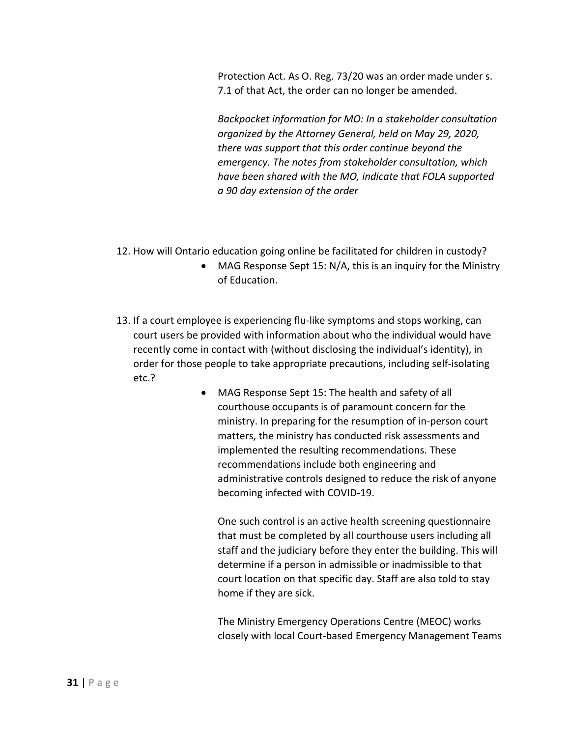Protection Act. As O. Reg. 73/20 was an order made under s. 7.1 of that Act, the order can no longer be amended.

*Backpocket information for MO: In a stakeholder consultation organized by the Attorney General, held on May 29, 2020, there was support that this order continue beyond the emergency. The notes from stakeholder consultation, which have been shared with the MO, indicate that FOLA supported a 90 day extension of the order*

12. How will Ontario education going online be facilitated for children in custody?
    - MAG Response Sept 15: N/A, this is an inquiry for the Ministry of Education.

13. If a court employee is experiencing flu-like symptoms and stops working, can court users be provided with information about who the individual would have recently come in contact with (without disclosing the individual's identity), in order for those people to take appropriate precautions, including self-isolating etc.?
    - MAG Response Sept 15: The health and safety of all courthouse occupants is of paramount concern for the ministry. In preparing for the resumption of in-person court matters, the ministry has conducted risk assessments and implemented the resulting recommendations. These recommendations include both engineering and administrative controls designed to reduce the risk of anyone becoming infected with COVID-19.

      One such control is an active health screening questionnaire that must be completed by all courthouse users including all staff and the judiciary before they enter the building. This will determine if a person in admissible or inadmissible to that court location on that specific day. Staff are also told to stay home if they are sick.

      The Ministry Emergency Operations Centre (MEOC) works closely with local Court-based Emergency Management Teams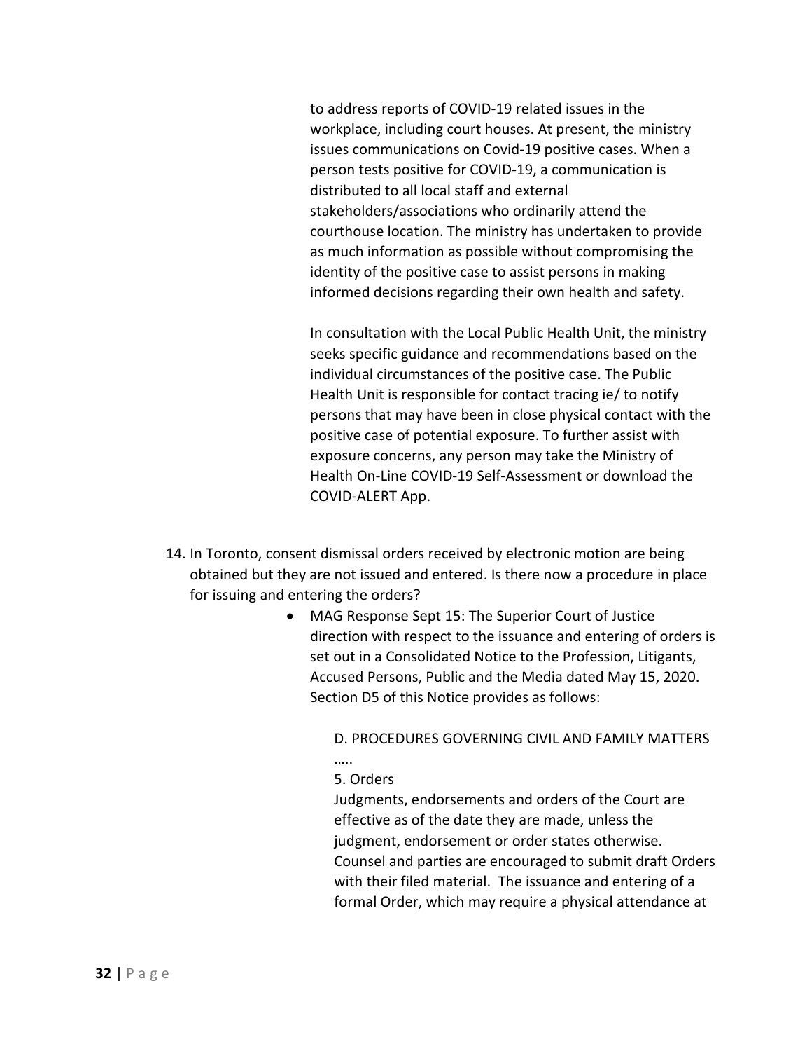to address reports of COVID-19 related issues in the workplace, including court houses. At present, the ministry issues communications on Covid-19 positive cases. When a person tests positive for COVID-19, a communication is distributed to all local staff and external stakeholders/associations who ordinarily attend the courthouse location. The ministry has undertaken to provide as much information as possible without compromising the identity of the positive case to assist persons in making informed decisions regarding their own health and safety.

In consultation with the Local Public Health Unit, the ministry seeks specific guidance and recommendations based on the individual circumstances of the positive case. The Public Health Unit is responsible for contact tracing ie/ to notify persons that may have been in close physical contact with the positive case of potential exposure. To further assist with exposure concerns, any person may take the Ministry of Health On-Line COVID-19 Self-Assessment or download the COVID-ALERT App.

14. In Toronto, consent dismissal orders received by electronic motion are being obtained but they are not issued and entered. Is there now a procedure in place for issuing and entering the orders?
    - MAG Response Sept 15: The Superior Court of Justice direction with respect to the issuance and entering of orders is set out in a Consolidated Notice to the Profession, Litigants, Accused Persons, Public and the Media dated May 15, 2020. Section D5 of this Notice provides as follows:

      D. PROCEDURES GOVERNING CIVIL AND FAMILY MATTERS

      …..

      5. Orders
      Judgments, endorsements and orders of the Court are effective as of the date they are made, unless the judgment, endorsement or order states otherwise. Counsel and parties are encouraged to submit draft Orders with their filed material. The issuance and entering of a formal Order, which may require a physical attendance at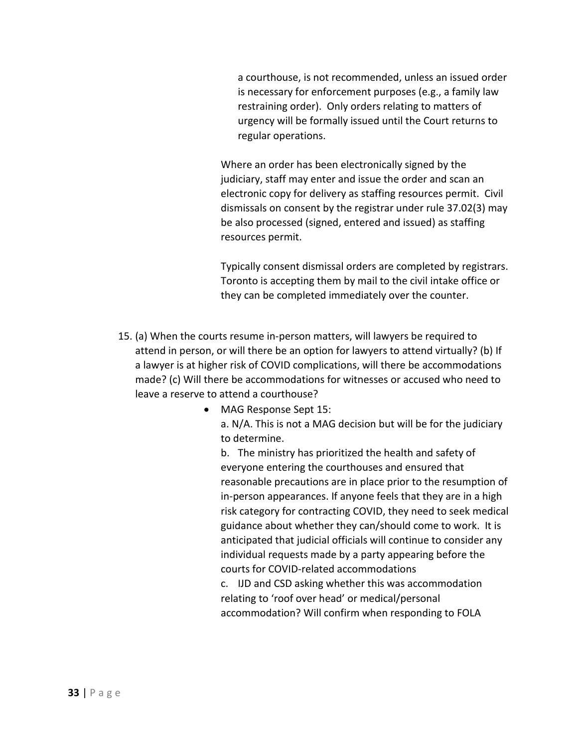a courthouse, is not recommended, unless an issued order is necessary for enforcement purposes (e.g., a family law restraining order). Only orders relating to matters of urgency will be formally issued until the Court returns to regular operations.

Where an order has been electronically signed by the judiciary, staff may enter and issue the order and scan an electronic copy for delivery as staffing resources permit. Civil dismissals on consent by the registrar under rule 37.02(3) may be also processed (signed, entered and issued) as staffing resources permit.

Typically consent dismissal orders are completed by registrars. Toronto is accepting them by mail to the civil intake office or they can be completed immediately over the counter.

15. (a) When the courts resume in-person matters, will lawyers be required to attend in person, or will there be an option for lawyers to attend virtually? (b) If a lawyer is at higher risk of COVID complications, will there be accommodations made? (c) Will there be accommodations for witnesses or accused who need to leave a reserve to attend a courthouse?

    - MAG Response Sept 15:

      a. N/A. This is not a MAG decision but will be for the judiciary to determine.

      b. The ministry has prioritized the health and safety of everyone entering the courthouses and ensured that reasonable precautions are in place prior to the resumption of in-person appearances. If anyone feels that they are in a high risk category for contracting COVID, they need to seek medical guidance about whether they can/should come to work. It is anticipated that judicial officials will continue to consider any individual requests made by a party appearing before the courts for COVID-related accommodations

      c. IJD and CSD asking whether this was accommodation relating to 'roof over head' or medical/personal accommodation? Will confirm when responding to FOLA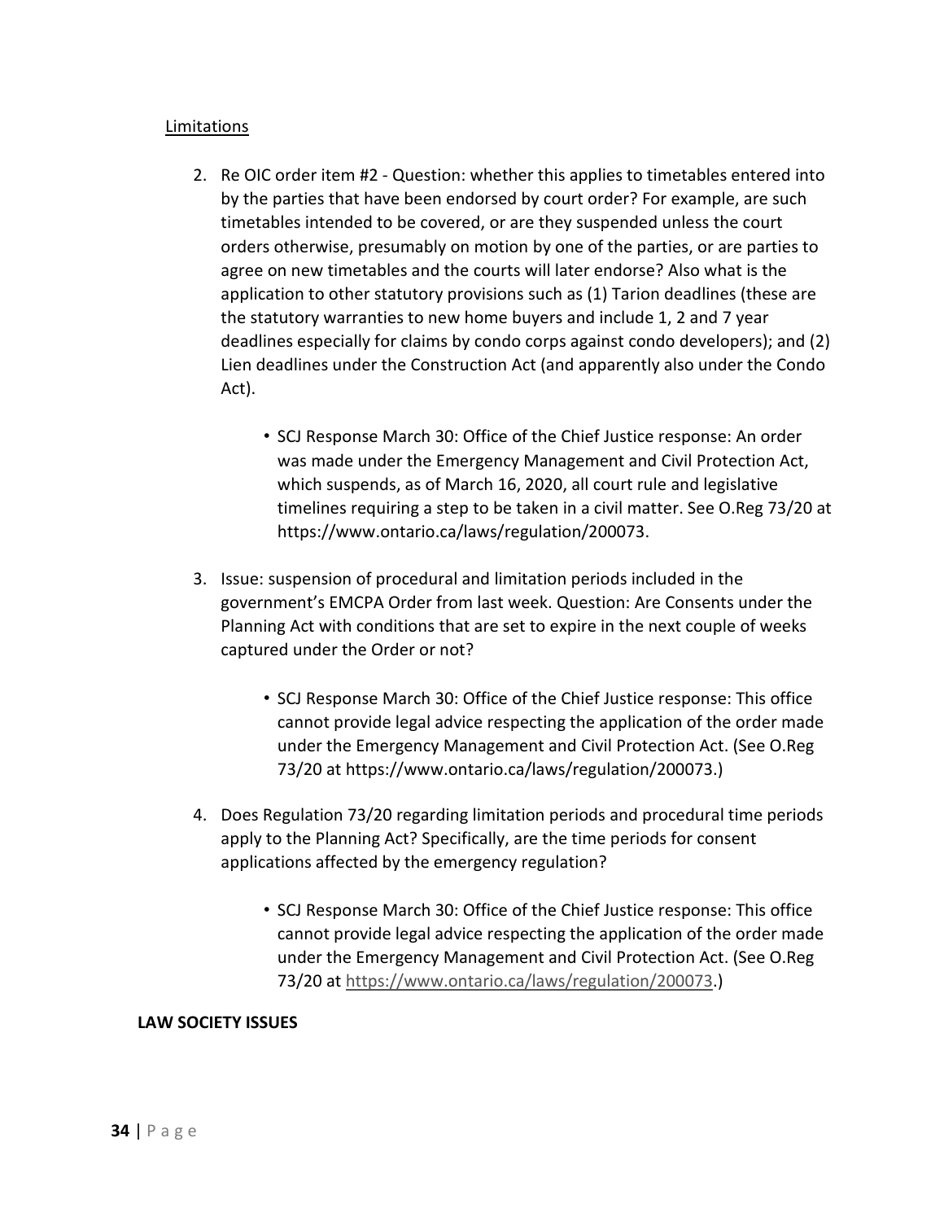Limitations

2. Re OIC order item #2 - Question: whether this applies to timetables entered into by the parties that have been endorsed by court order? For example, are such timetables intended to be covered, or are they suspended unless the court orders otherwise, presumably on motion by one of the parties, or are parties to agree on new timetables and the courts will later endorse? Also what is the application to other statutory provisions such as (1) Tarion deadlines (these are the statutory warranties to new home buyers and include 1, 2 and 7 year deadlines especially for claims by condo corps against condo developers); and (2) Lien deadlines under the Construction Act (and apparently also under the Condo Act).

    - SCJ Response March 30: Office of the Chief Justice response: An order was made under the Emergency Management and Civil Protection Act, which suspends, as of March 16, 2020, all court rule and legislative timelines requiring a step to be taken in a civil matter. See O.Reg 73/20 at https://www.ontario.ca/laws/regulation/200073.

3. Issue: suspension of procedural and limitation periods included in the government's EMCPA Order from last week. Question: Are Consents under the Planning Act with conditions that are set to expire in the next couple of weeks captured under the Order or not?

    - SCJ Response March 30: Office of the Chief Justice response: This office cannot provide legal advice respecting the application of the order made under the Emergency Management and Civil Protection Act. (See O.Reg 73/20 at https://www.ontario.ca/laws/regulation/200073.)

4. Does Regulation 73/20 regarding limitation periods and procedural time periods apply to the Planning Act? Specifically, are the time periods for consent applications affected by the emergency regulation?

    - SCJ Response March 30: Office of the Chief Justice response: This office cannot provide legal advice respecting the application of the order made under the Emergency Management and Civil Protection Act. (See O.Reg 73/20 at https://www.ontario.ca/laws/regulation/200073.)

**LAW SOCIETY ISSUES**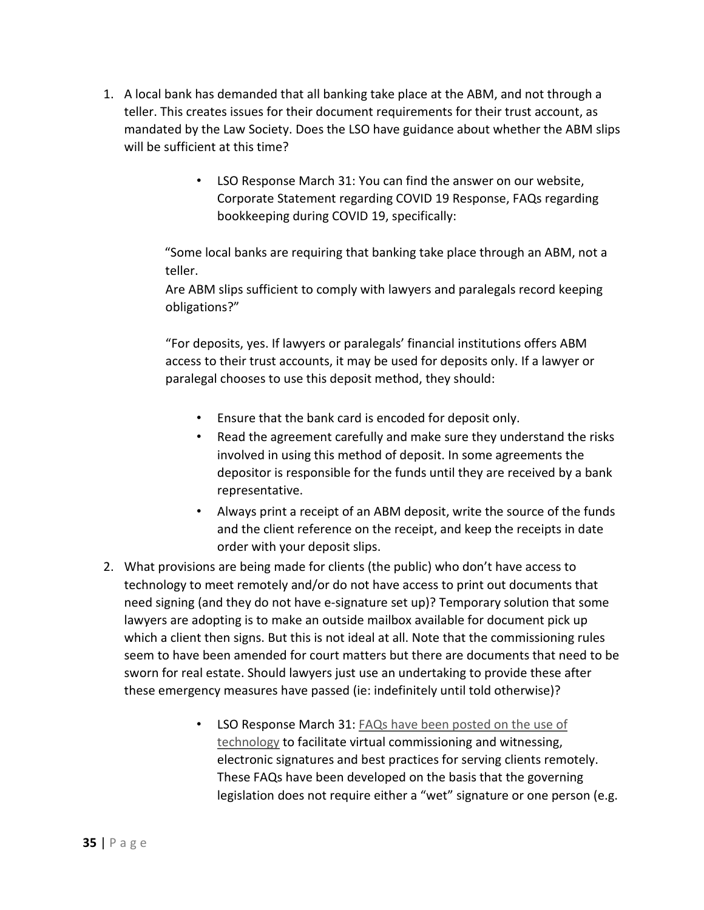1. A local bank has demanded that all banking take place at the ABM, and not through a teller. This creates issues for their document requirements for their trust account, as mandated by the Law Society. Does the LSO have guidance about whether the ABM slips will be sufficient at this time?

    - LSO Response March 31: You can find the answer on our website, Corporate Statement regarding COVID 19 Response, FAQs regarding bookkeeping during COVID 19, specifically:

    "Some local banks are requiring that banking take place through an ABM, not a teller.
    Are ABM slips sufficient to comply with lawyers and paralegals record keeping obligations?"

    "For deposits, yes. If lawyers or paralegals' financial institutions offers ABM access to their trust accounts, it may be used for deposits only. If a lawyer or paralegal chooses to use this deposit method, they should:

    - Ensure that the bank card is encoded for deposit only.
    - Read the agreement carefully and make sure they understand the risks involved in using this method of deposit. In some agreements the depositor is responsible for the funds until they are received by a bank representative.
    - Always print a receipt of an ABM deposit, write the source of the funds and the client reference on the receipt, and keep the receipts in date order with your deposit slips.

2. What provisions are being made for clients (the public) who don't have access to technology to meet remotely and/or do not have access to print out documents that need signing (and they do not have e-signature set up)? Temporary solution that some lawyers are adopting is to make an outside mailbox available for document pick up which a client then signs. But this is not ideal at all. Note that the commissioning rules seem to have been amended for court matters but there are documents that need to be sworn for real estate. Should lawyers just use an undertaking to provide these after these emergency measures have passed (ie: indefinitely until told otherwise)?

    - LSO Response March 31: FAQs have been posted on the use of technology to facilitate virtual commissioning and witnessing, electronic signatures and best practices for serving clients remotely. These FAQs have been developed on the basis that the governing legislation does not require either a "wet" signature or one person (e.g.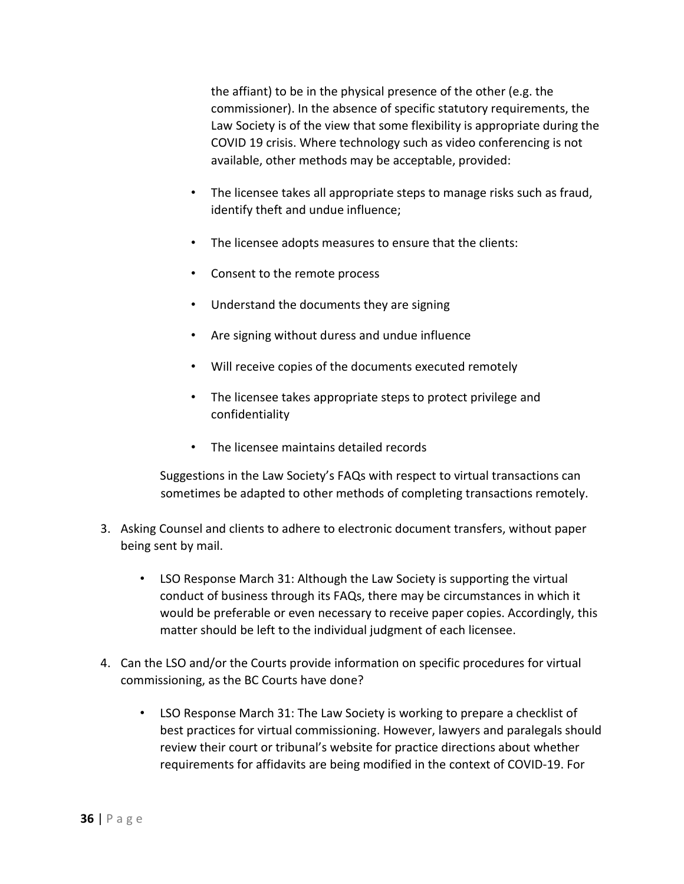the affiant) to be in the physical presence of the other (e.g. the commissioner). In the absence of specific statutory requirements, the Law Society is of the view that some flexibility is appropriate during the COVID 19 crisis. Where technology such as video conferencing is not available, other methods may be acceptable, provided:

- The licensee takes all appropriate steps to manage risks such as fraud, identify theft and undue influence;
- The licensee adopts measures to ensure that the clients:
- Consent to the remote process
- Understand the documents they are signing
- Are signing without duress and undue influence
- Will receive copies of the documents executed remotely
- The licensee takes appropriate steps to protect privilege and confidentiality
- The licensee maintains detailed records

Suggestions in the Law Society's FAQs with respect to virtual transactions can sometimes be adapted to other methods of completing transactions remotely.

3. Asking Counsel and clients to adhere to electronic document transfers, without paper being sent by mail.
   - LSO Response March 31: Although the Law Society is supporting the virtual conduct of business through its FAQs, there may be circumstances in which it would be preferable or even necessary to receive paper copies. Accordingly, this matter should be left to the individual judgment of each licensee.
4. Can the LSO and/or the Courts provide information on specific procedures for virtual commissioning, as the BC Courts have done?
   - LSO Response March 31: The Law Society is working to prepare a checklist of best practices for virtual commissioning. However, lawyers and paralegals should review their court or tribunal's website for practice directions about whether requirements for affidavits are being modified in the context of COVID-19. For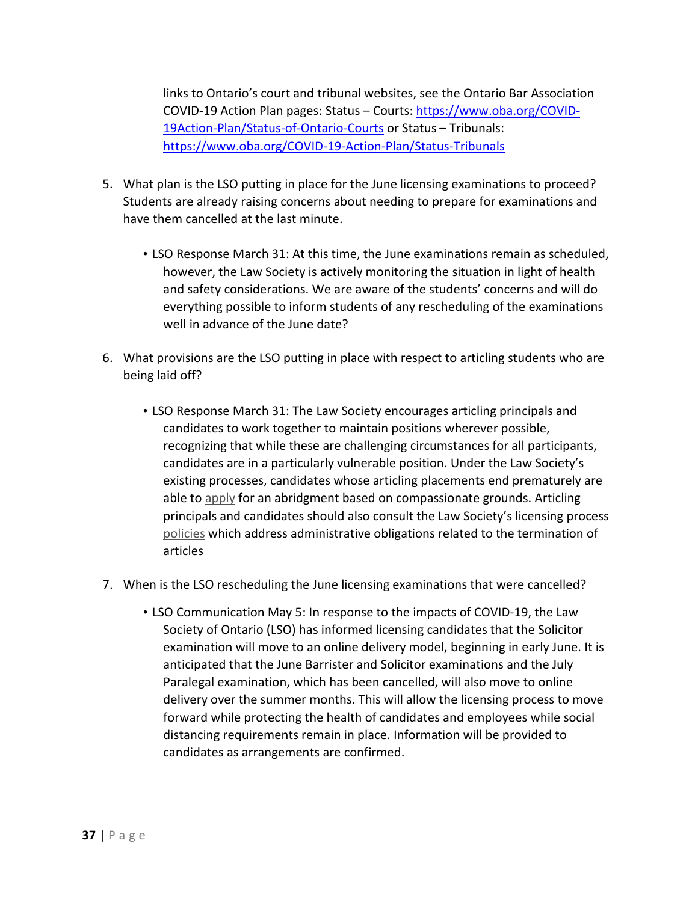links to Ontario's court and tribunal websites, see the Ontario Bar Association COVID-19 Action Plan pages: Status – Courts: https://www.oba.org/COVID-19Action-Plan/Status-of-Ontario-Courts or Status – Tribunals: https://www.oba.org/COVID-19-Action-Plan/Status-Tribunals

5. What plan is the LSO putting in place for the June licensing examinations to proceed? Students are already raising concerns about needing to prepare for examinations and have them cancelled at the last minute.

   - LSO Response March 31: At this time, the June examinations remain as scheduled, however, the Law Society is actively monitoring the situation in light of health and safety considerations. We are aware of the students' concerns and will do everything possible to inform students of any rescheduling of the examinations well in advance of the June date?

6. What provisions are the LSO putting in place with respect to articling students who are being laid off?

   - LSO Response March 31: The Law Society encourages articling principals and candidates to work together to maintain positions wherever possible, recognizing that while these are challenging circumstances for all participants, candidates are in a particularly vulnerable position. Under the Law Society's existing processes, candidates whose articling placements end prematurely are able to apply for an abridgment based on compassionate grounds. Articling principals and candidates should also consult the Law Society's licensing process policies which address administrative obligations related to the termination of articles

7. When is the LSO rescheduling the June licensing examinations that were cancelled?

   - LSO Communication May 5: In response to the impacts of COVID-19, the Law Society of Ontario (LSO) has informed licensing candidates that the Solicitor examination will move to an online delivery model, beginning in early June. It is anticipated that the June Barrister and Solicitor examinations and the July Paralegal examination, which has been cancelled, will also move to online delivery over the summer months. This will allow the licensing process to move forward while protecting the health of candidates and employees while social distancing requirements remain in place. Information will be provided to candidates as arrangements are confirmed.